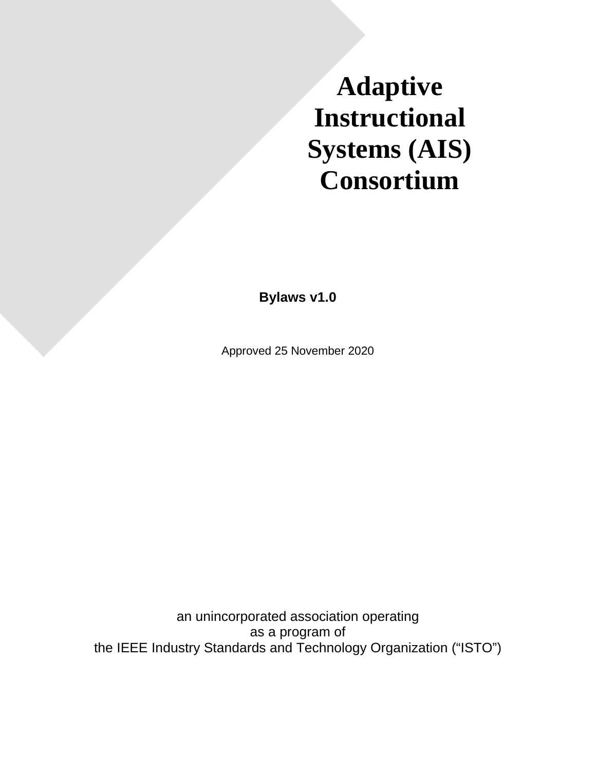# Adaptive Instructional Systems (AIS) Consortium

**Bylaws v1.0**

Approved 25 November 2020

an unincorporated association operating
as a program of
the IEEE Industry Standards and Technology Organization (“ISTO”)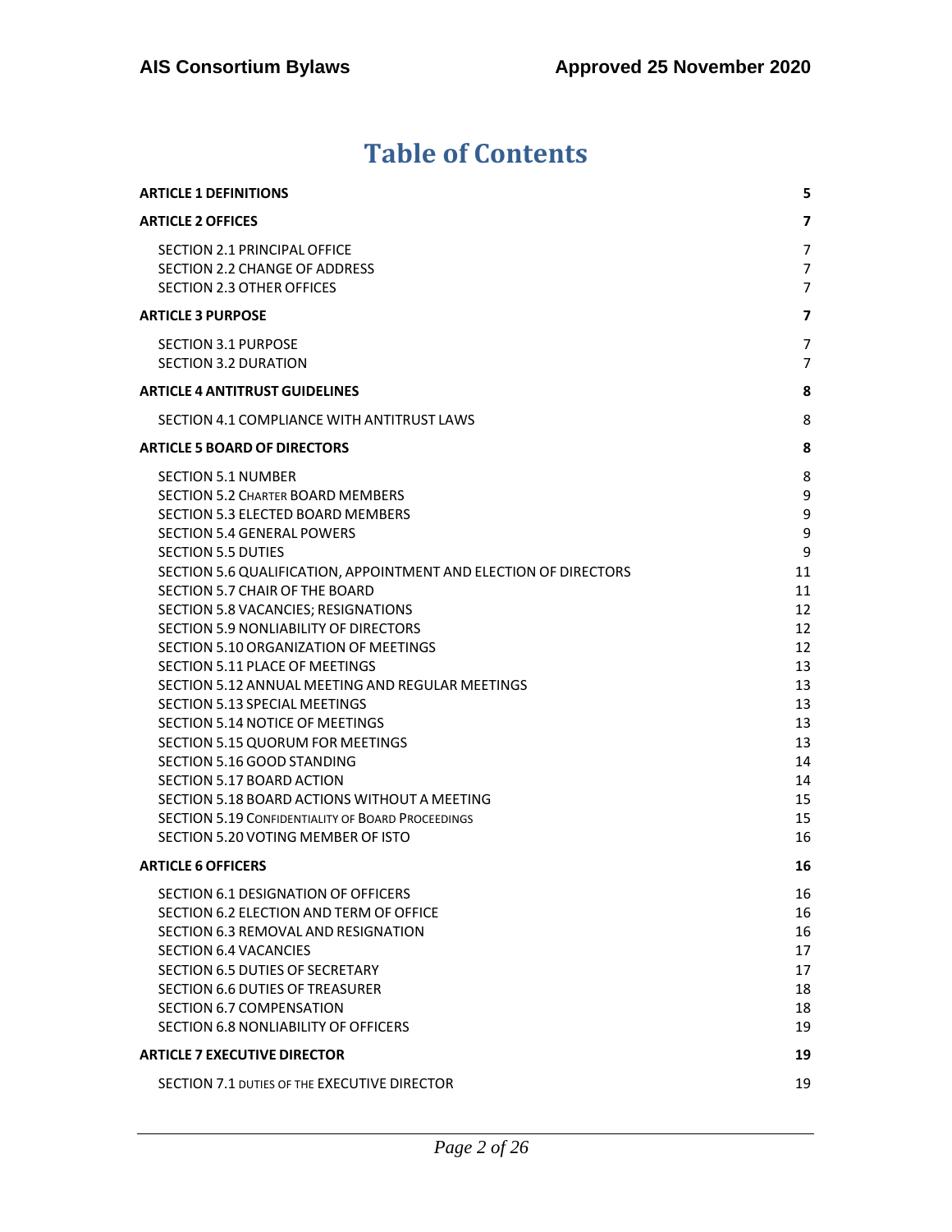# Table of Contents

| | |
|---|---|
| **ARTICLE 1 DEFINITIONS** | **5** |
| **ARTICLE 2 OFFICES** | **7** |
| SECTION 2.1 PRINCIPAL OFFICE | 7 |
| SECTION 2.2 CHANGE OF ADDRESS | 7 |
| SECTION 2.3 OTHER OFFICES | 7 |
| **ARTICLE 3 PURPOSE** | **7** |
| SECTION 3.1 PURPOSE | 7 |
| SECTION 3.2 DURATION | 7 |
| **ARTICLE 4 ANTITRUST GUIDELINES** | **8** |
| SECTION 4.1 COMPLIANCE WITH ANTITRUST LAWS | 8 |
| **ARTICLE 5 BOARD OF DIRECTORS** | **8** |
| SECTION 5.1 NUMBER | 8 |
| SECTION 5.2 CHARTER BOARD MEMBERS | 9 |
| SECTION 5.3 ELECTED BOARD MEMBERS | 9 |
| SECTION 5.4 GENERAL POWERS | 9 |
| SECTION 5.5 DUTIES | 9 |
| SECTION 5.6 QUALIFICATION, APPOINTMENT AND ELECTION OF DIRECTORS | 11 |
| SECTION 5.7 CHAIR OF THE BOARD | 11 |
| SECTION 5.8 VACANCIES; RESIGNATIONS | 12 |
| SECTION 5.9 NONLIABILITY OF DIRECTORS | 12 |
| SECTION 5.10 ORGANIZATION OF MEETINGS | 12 |
| SECTION 5.11 PLACE OF MEETINGS | 13 |
| SECTION 5.12 ANNUAL MEETING AND REGULAR MEETINGS | 13 |
| SECTION 5.13 SPECIAL MEETINGS | 13 |
| SECTION 5.14 NOTICE OF MEETINGS | 13 |
| SECTION 5.15 QUORUM FOR MEETINGS | 13 |
| SECTION 5.16 GOOD STANDING | 14 |
| SECTION 5.17 BOARD ACTION | 14 |
| SECTION 5.18 BOARD ACTIONS WITHOUT A MEETING | 15 |
| SECTION 5.19 CONFIDENTIALITY OF BOARD PROCEEDINGS | 15 |
| SECTION 5.20 VOTING MEMBER OF ISTO | 16 |
| **ARTICLE 6 OFFICERS** | **16** |
| SECTION 6.1 DESIGNATION OF OFFICERS | 16 |
| SECTION 6.2 ELECTION AND TERM OF OFFICE | 16 |
| SECTION 6.3 REMOVAL AND RESIGNATION | 16 |
| SECTION 6.4 VACANCIES | 17 |
| SECTION 6.5 DUTIES OF SECRETARY | 17 |
| SECTION 6.6 DUTIES OF TREASURER | 18 |
| SECTION 6.7 COMPENSATION | 18 |
| SECTION 6.8 NONLIABILITY OF OFFICERS | 19 |
| **ARTICLE 7 EXECUTIVE DIRECTOR** | **19** |
| SECTION 7.1 DUTIES OF THE EXECUTIVE DIRECTOR | 19 |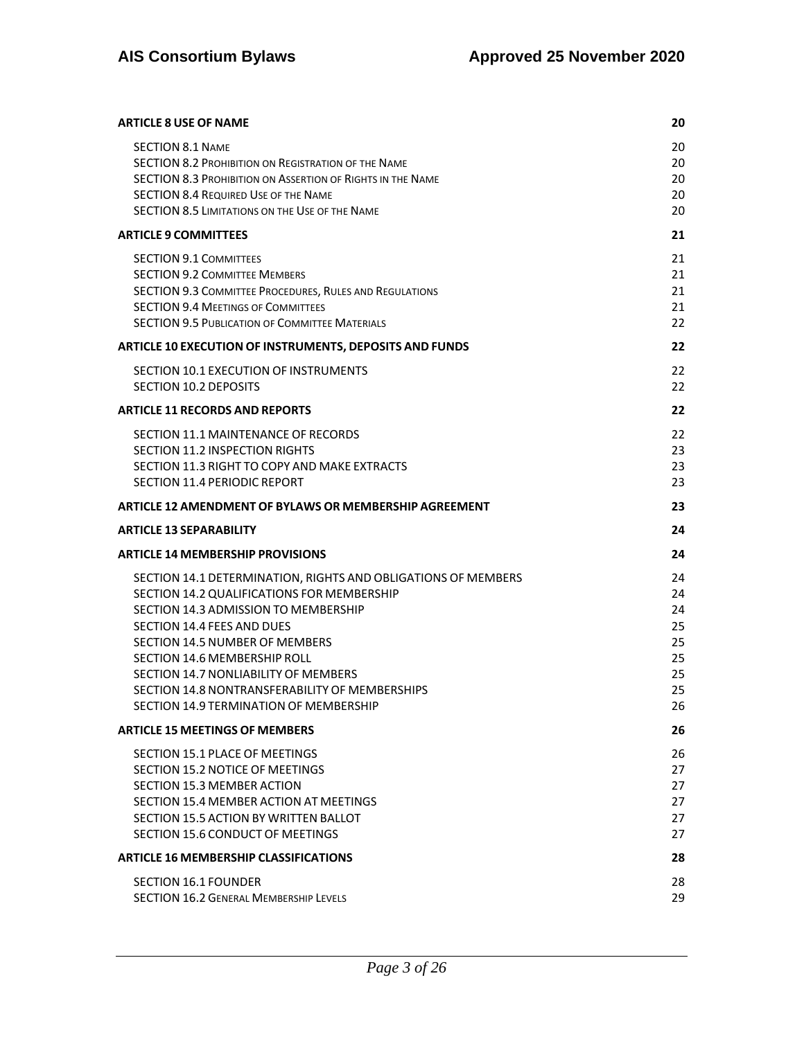| | |
|---|---|
| **ARTICLE 8 USE OF NAME** | **20** |
| SECTION 8.1 NAME | 20 |
| SECTION 8.2 PROHIBITION ON REGISTRATION OF THE NAME | 20 |
| SECTION 8.3 PROHIBITION ON ASSERTION OF RIGHTS IN THE NAME | 20 |
| SECTION 8.4 REQUIRED USE OF THE NAME | 20 |
| SECTION 8.5 LIMITATIONS ON THE USE OF THE NAME | 20 |
| **ARTICLE 9 COMMITTEES** | **21** |
| SECTION 9.1 COMMITTEES | 21 |
| SECTION 9.2 COMMITTEE MEMBERS | 21 |
| SECTION 9.3 COMMITTEE PROCEDURES, RULES AND REGULATIONS | 21 |
| SECTION 9.4 MEETINGS OF COMMITTEES | 21 |
| SECTION 9.5 PUBLICATION OF COMMITTEE MATERIALS | 22 |
| **ARTICLE 10 EXECUTION OF INSTRUMENTS, DEPOSITS AND FUNDS** | **22** |
| SECTION 10.1 EXECUTION OF INSTRUMENTS | 22 |
| SECTION 10.2 DEPOSITS | 22 |
| **ARTICLE 11 RECORDS AND REPORTS** | **22** |
| SECTION 11.1 MAINTENANCE OF RECORDS | 22 |
| SECTION 11.2 INSPECTION RIGHTS | 23 |
| SECTION 11.3 RIGHT TO COPY AND MAKE EXTRACTS | 23 |
| SECTION 11.4 PERIODIC REPORT | 23 |
| **ARTICLE 12 AMENDMENT OF BYLAWS OR MEMBERSHIP AGREEMENT** | **23** |
| **ARTICLE 13 SEPARABILITY** | **24** |
| **ARTICLE 14 MEMBERSHIP PROVISIONS** | **24** |
| SECTION 14.1 DETERMINATION, RIGHTS AND OBLIGATIONS OF MEMBERS | 24 |
| SECTION 14.2 QUALIFICATIONS FOR MEMBERSHIP | 24 |
| SECTION 14.3 ADMISSION TO MEMBERSHIP | 24 |
| SECTION 14.4 FEES AND DUES | 25 |
| SECTION 14.5 NUMBER OF MEMBERS | 25 |
| SECTION 14.6 MEMBERSHIP ROLL | 25 |
| SECTION 14.7 NONLIABILITY OF MEMBERS | 25 |
| SECTION 14.8 NONTRANSFERABILITY OF MEMBERSHIPS | 25 |
| SECTION 14.9 TERMINATION OF MEMBERSHIP | 26 |
| **ARTICLE 15 MEETINGS OF MEMBERS** | **26** |
| SECTION 15.1 PLACE OF MEETINGS | 26 |
| SECTION 15.2 NOTICE OF MEETINGS | 27 |
| SECTION 15.3 MEMBER ACTION | 27 |
| SECTION 15.4 MEMBER ACTION AT MEETINGS | 27 |
| SECTION 15.5 ACTION BY WRITTEN BALLOT | 27 |
| SECTION 15.6 CONDUCT OF MEETINGS | 27 |
| **ARTICLE 16 MEMBERSHIP CLASSIFICATIONS** | **28** |
| SECTION 16.1 FOUNDER | 28 |
| SECTION 16.2 GENERAL MEMBERSHIP LEVELS | 29 |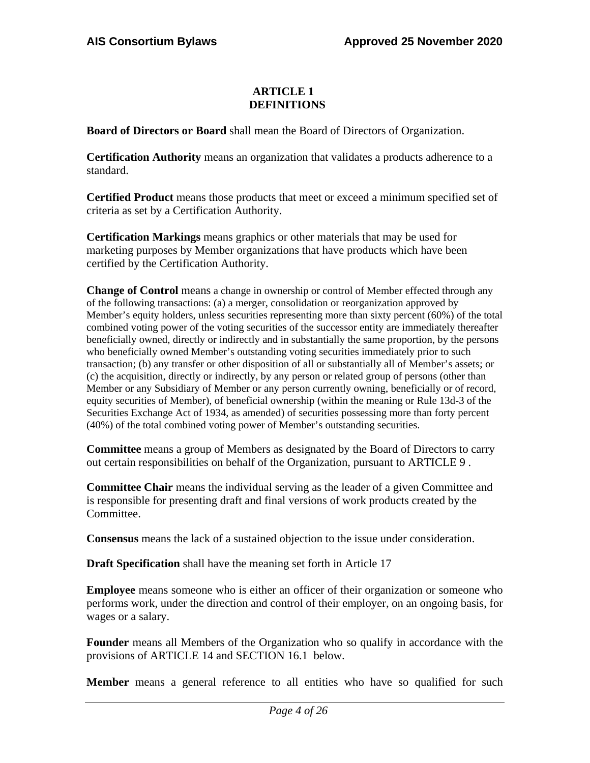# ARTICLE 1
# DEFINITIONS

**Board of Directors or Board** shall mean the Board of Directors of Organization.

**Certification Authority** means an organization that validates a products adherence to a standard.

**Certified Product** means those products that meet or exceed a minimum specified set of criteria as set by a Certification Authority.

**Certification Markings** means graphics or other materials that may be used for marketing purposes by Member organizations that have products which have been certified by the Certification Authority.

**Change of Control** means a change in ownership or control of Member effected through any of the following transactions: (a) a merger, consolidation or reorganization approved by Member's equity holders, unless securities representing more than sixty percent (60%) of the total combined voting power of the voting securities of the successor entity are immediately thereafter beneficially owned, directly or indirectly and in substantially the same proportion, by the persons who beneficially owned Member's outstanding voting securities immediately prior to such transaction; (b) any transfer or other disposition of all or substantially all of Member's assets; or (c) the acquisition, directly or indirectly, by any person or related group of persons (other than Member or any Subsidiary of Member or any person currently owning, beneficially or of record, equity securities of Member), of beneficial ownership (within the meaning or Rule 13d-3 of the Securities Exchange Act of 1934, as amended) of securities possessing more than forty percent (40%) of the total combined voting power of Member's outstanding securities.

**Committee** means a group of Members as designated by the Board of Directors to carry out certain responsibilities on behalf of the Organization, pursuant to ARTICLE 9 .

**Committee Chair** means the individual serving as the leader of a given Committee and is responsible for presenting draft and final versions of work products created by the Committee.

**Consensus** means the lack of a sustained objection to the issue under consideration.

**Draft Specification** shall have the meaning set forth in Article 17

**Employee** means someone who is either an officer of their organization or someone who performs work, under the direction and control of their employer, on an ongoing basis, for wages or a salary.

**Founder** means all Members of the Organization who so qualify in accordance with the provisions of ARTICLE 14 and SECTION 16.1 below.

**Member** means a general reference to all entities who have so qualified for such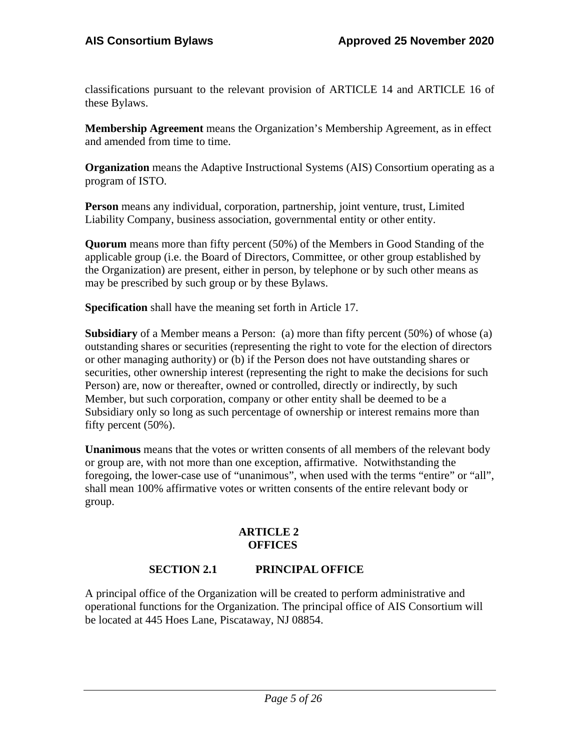classifications pursuant to the relevant provision of ARTICLE 14 and ARTICLE 16 of these Bylaws.

**Membership Agreement** means the Organization's Membership Agreement, as in effect and amended from time to time.

**Organization** means the Adaptive Instructional Systems (AIS) Consortium operating as a program of ISTO.

**Person** means any individual, corporation, partnership, joint venture, trust, Limited Liability Company, business association, governmental entity or other entity.

**Quorum** means more than fifty percent (50%) of the Members in Good Standing of the applicable group (i.e. the Board of Directors, Committee, or other group established by the Organization) are present, either in person, by telephone or by such other means as may be prescribed by such group or by these Bylaws.

**Specification** shall have the meaning set forth in Article 17.

**Subsidiary** of a Member means a Person: (a) more than fifty percent (50%) of whose (a) outstanding shares or securities (representing the right to vote for the election of directors or other managing authority) or (b) if the Person does not have outstanding shares or securities, other ownership interest (representing the right to make the decisions for such Person) are, now or thereafter, owned or controlled, directly or indirectly, by such Member, but such corporation, company or other entity shall be deemed to be a Subsidiary only so long as such percentage of ownership or interest remains more than fifty percent (50%).

**Unanimous** means that the votes or written consents of all members of the relevant body or group are, with not more than one exception, affirmative. Notwithstanding the foregoing, the lower-case use of "unanimous", when used with the terms "entire" or "all", shall mean 100% affirmative votes or written consents of the entire relevant body or group.

## ARTICLE 2
## OFFICES

### SECTION 2.1 PRINCIPAL OFFICE

A principal office of the Organization will be created to perform administrative and operational functions for the Organization. The principal office of AIS Consortium will be located at 445 Hoes Lane, Piscataway, NJ 08854.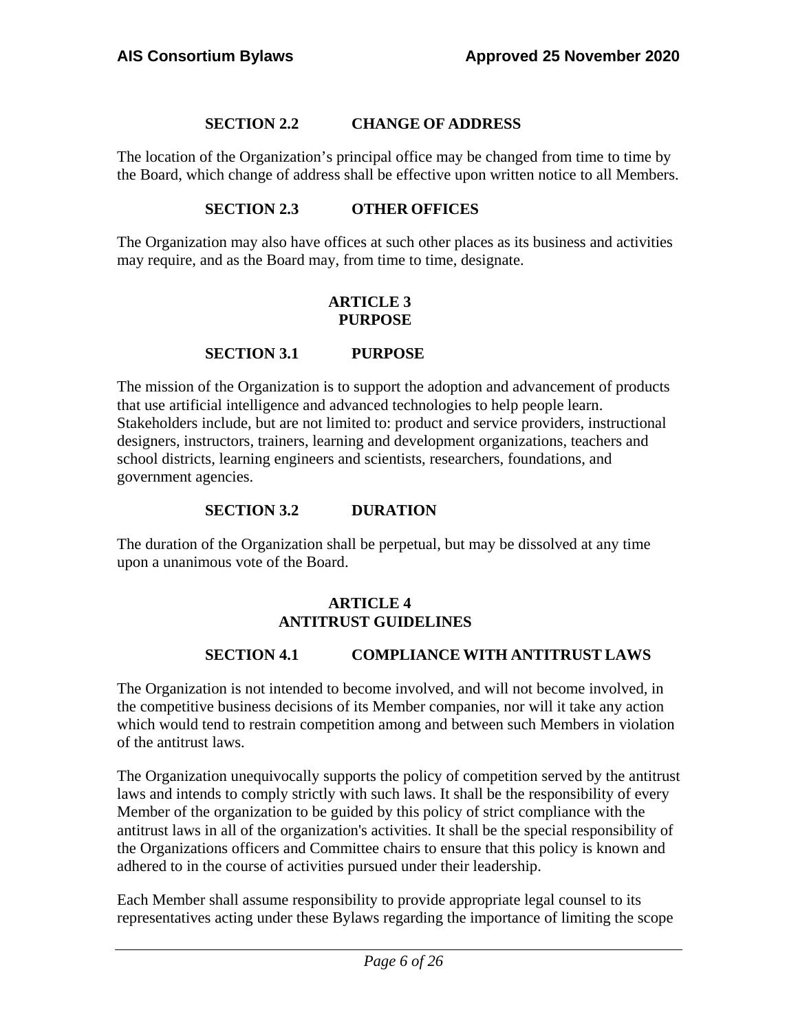### SECTION 2.2 CHANGE OF ADDRESS

The location of the Organization's principal office may be changed from time to time by the Board, which change of address shall be effective upon written notice to all Members.

### SECTION 2.3 OTHER OFFICES

The Organization may also have offices at such other places as its business and activities may require, and as the Board may, from time to time, designate.

## ARTICLE 3
## PURPOSE

### SECTION 3.1 PURPOSE

The mission of the Organization is to support the adoption and advancement of products that use artificial intelligence and advanced technologies to help people learn. Stakeholders include, but are not limited to: product and service providers, instructional designers, instructors, trainers, learning and development organizations, teachers and school districts, learning engineers and scientists, researchers, foundations, and government agencies.

### SECTION 3.2 DURATION

The duration of the Organization shall be perpetual, but may be dissolved at any time upon a unanimous vote of the Board.

## ARTICLE 4
## ANTITRUST GUIDELINES

### SECTION 4.1 COMPLIANCE WITH ANTITRUST LAWS

The Organization is not intended to become involved, and will not become involved, in the competitive business decisions of its Member companies, nor will it take any action which would tend to restrain competition among and between such Members in violation of the antitrust laws.

The Organization unequivocally supports the policy of competition served by the antitrust laws and intends to comply strictly with such laws. It shall be the responsibility of every Member of the organization to be guided by this policy of strict compliance with the antitrust laws in all of the organization's activities. It shall be the special responsibility of the Organizations officers and Committee chairs to ensure that this policy is known and adhered to in the course of activities pursued under their leadership.

Each Member shall assume responsibility to provide appropriate legal counsel to its representatives acting under these Bylaws regarding the importance of limiting the scope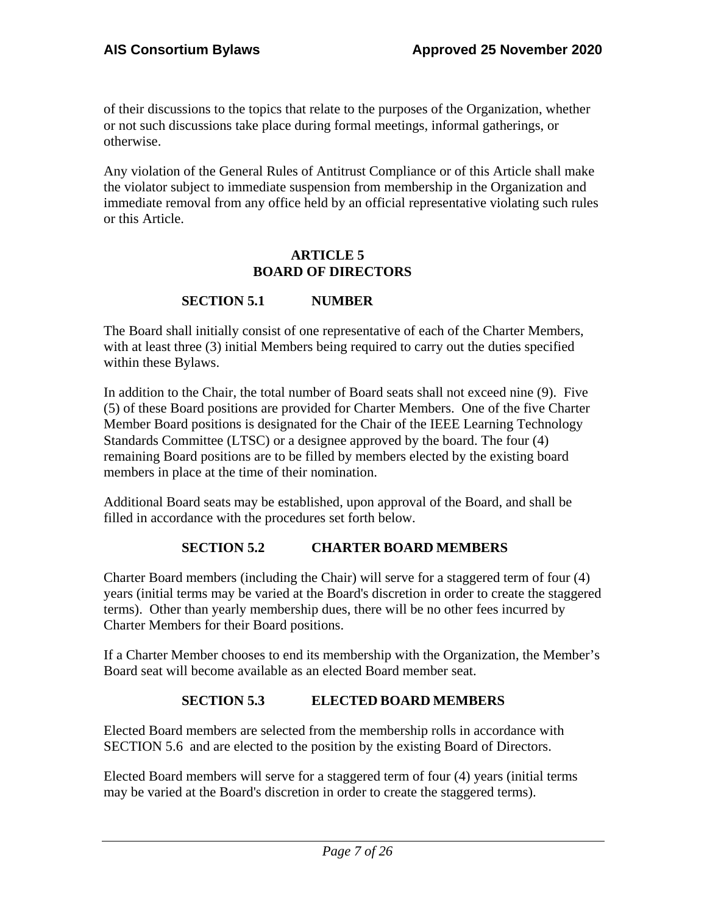of their discussions to the topics that relate to the purposes of the Organization, whether or not such discussions take place during formal meetings, informal gatherings, or otherwise.

Any violation of the General Rules of Antitrust Compliance or of this Article shall make the violator subject to immediate suspension from membership in the Organization and immediate removal from any office held by an official representative violating such rules or this Article.

## ARTICLE 5
## BOARD OF DIRECTORS

### SECTION 5.1 NUMBER

The Board shall initially consist of one representative of each of the Charter Members, with at least three (3) initial Members being required to carry out the duties specified within these Bylaws.

In addition to the Chair, the total number of Board seats shall not exceed nine (9). Five (5) of these Board positions are provided for Charter Members. One of the five Charter Member Board positions is designated for the Chair of the IEEE Learning Technology Standards Committee (LTSC) or a designee approved by the board. The four (4) remaining Board positions are to be filled by members elected by the existing board members in place at the time of their nomination.

Additional Board seats may be established, upon approval of the Board, and shall be filled in accordance with the procedures set forth below.

### SECTION 5.2 CHARTER BOARD MEMBERS

Charter Board members (including the Chair) will serve for a staggered term of four (4) years (initial terms may be varied at the Board's discretion in order to create the staggered terms). Other than yearly membership dues, there will be no other fees incurred by Charter Members for their Board positions.

If a Charter Member chooses to end its membership with the Organization, the Member's Board seat will become available as an elected Board member seat.

### SECTION 5.3 ELECTED BOARD MEMBERS

Elected Board members are selected from the membership rolls in accordance with SECTION 5.6 and are elected to the position by the existing Board of Directors.

Elected Board members will serve for a staggered term of four (4) years (initial terms may be varied at the Board's discretion in order to create the staggered terms).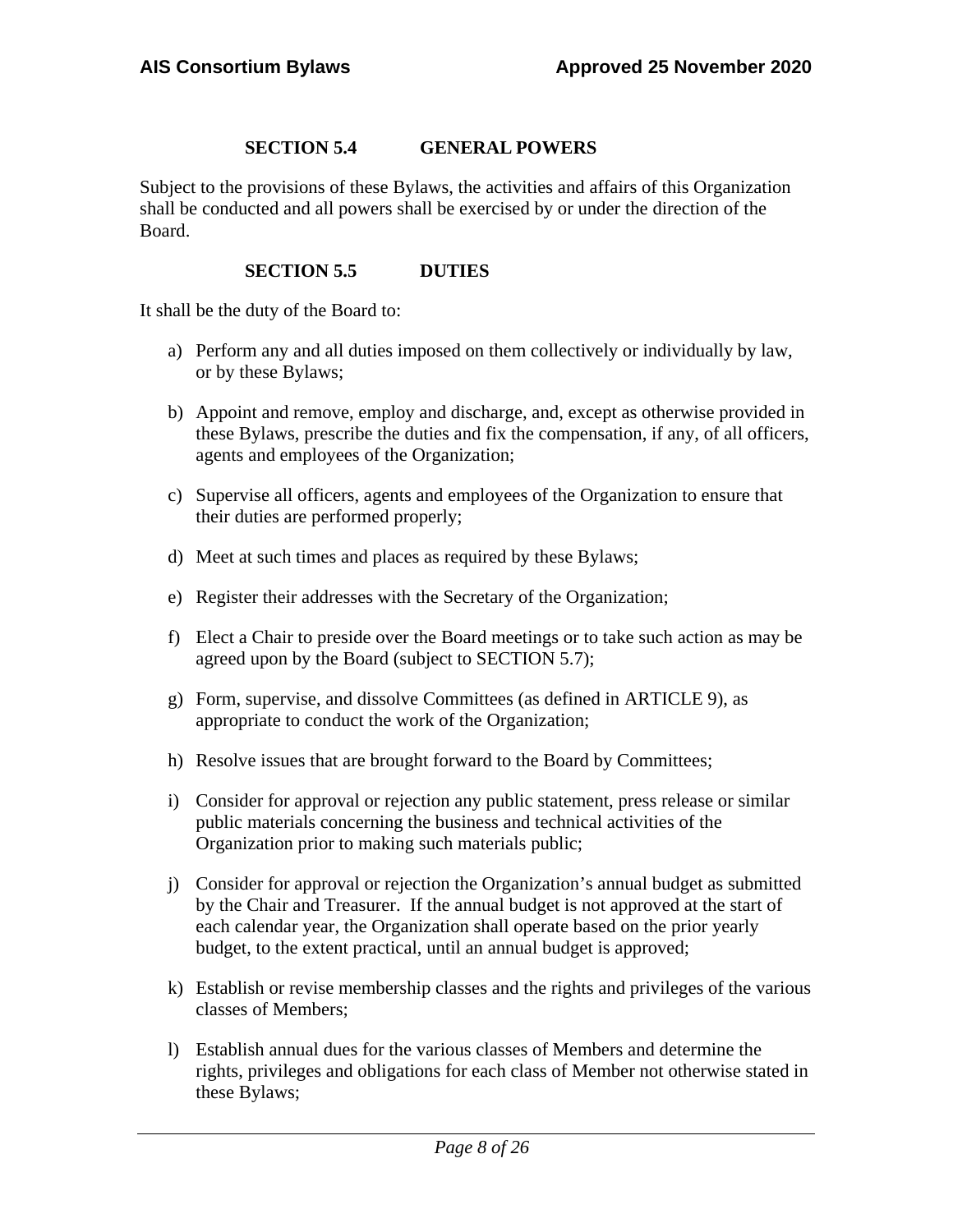### SECTION 5.4 GENERAL POWERS

Subject to the provisions of these Bylaws, the activities and affairs of this Organization shall be conducted and all powers shall be exercised by or under the direction of the Board.

### SECTION 5.5 DUTIES

It shall be the duty of the Board to:

a) Perform any and all duties imposed on them collectively or individually by law, or by these Bylaws;

b) Appoint and remove, employ and discharge, and, except as otherwise provided in these Bylaws, prescribe the duties and fix the compensation, if any, of all officers, agents and employees of the Organization;

c) Supervise all officers, agents and employees of the Organization to ensure that their duties are performed properly;

d) Meet at such times and places as required by these Bylaws;

e) Register their addresses with the Secretary of the Organization;

f) Elect a Chair to preside over the Board meetings or to take such action as may be agreed upon by the Board (subject to SECTION 5.7);

g) Form, supervise, and dissolve Committees (as defined in ARTICLE 9), as appropriate to conduct the work of the Organization;

h) Resolve issues that are brought forward to the Board by Committees;

i) Consider for approval or rejection any public statement, press release or similar public materials concerning the business and technical activities of the Organization prior to making such materials public;

j) Consider for approval or rejection the Organization's annual budget as submitted by the Chair and Treasurer. If the annual budget is not approved at the start of each calendar year, the Organization shall operate based on the prior yearly budget, to the extent practical, until an annual budget is approved;

k) Establish or revise membership classes and the rights and privileges of the various classes of Members;

l) Establish annual dues for the various classes of Members and determine the rights, privileges and obligations for each class of Member not otherwise stated in these Bylaws;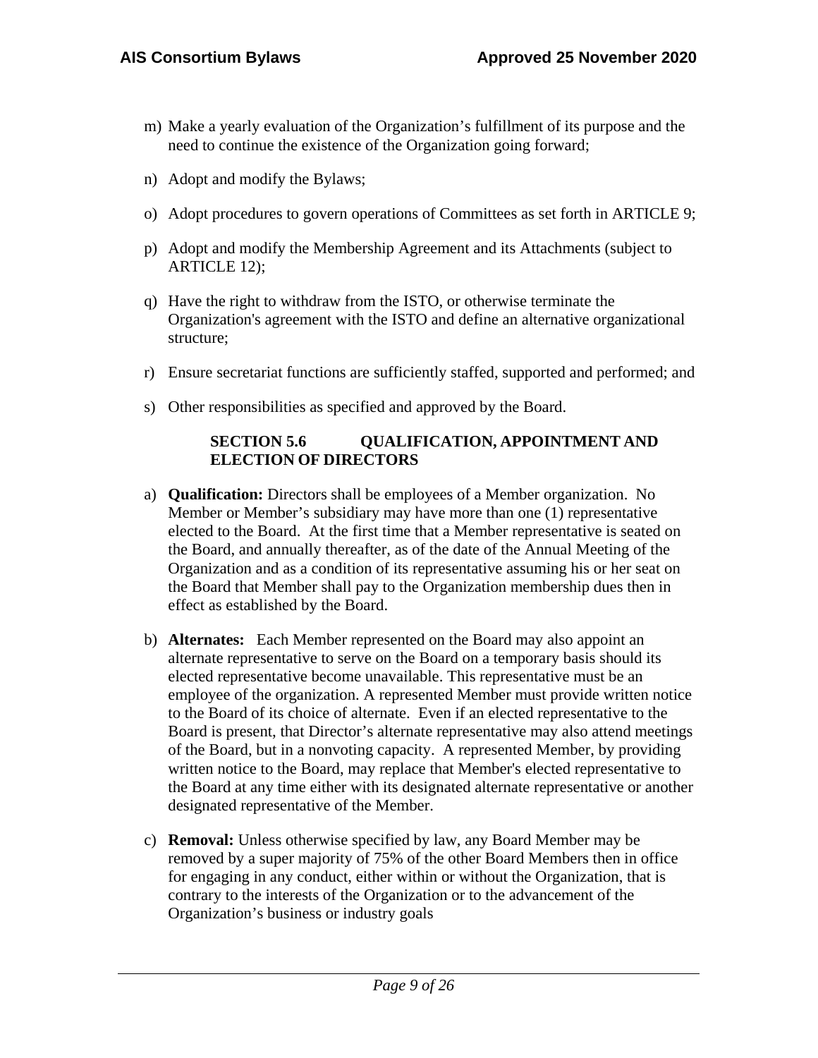m) Make a yearly evaluation of the Organization's fulfillment of its purpose and the need to continue the existence of the Organization going forward;

n) Adopt and modify the Bylaws;

o) Adopt procedures to govern operations of Committees as set forth in ARTICLE 9;

p) Adopt and modify the Membership Agreement and its Attachments (subject to ARTICLE 12);

q) Have the right to withdraw from the ISTO, or otherwise terminate the Organization's agreement with the ISTO and define an alternative organizational structure;

r) Ensure secretariat functions are sufficiently staffed, supported and performed; and

s) Other responsibilities as specified and approved by the Board.

### SECTION 5.6 QUALIFICATION, APPOINTMENT AND ELECTION OF DIRECTORS

a) **Qualification:** Directors shall be employees of a Member organization. No Member or Member's subsidiary may have more than one (1) representative elected to the Board. At the first time that a Member representative is seated on the Board, and annually thereafter, as of the date of the Annual Meeting of the Organization and as a condition of its representative assuming his or her seat on the Board that Member shall pay to the Organization membership dues then in effect as established by the Board.

b) **Alternates:** Each Member represented on the Board may also appoint an alternate representative to serve on the Board on a temporary basis should its elected representative become unavailable. This representative must be an employee of the organization. A represented Member must provide written notice to the Board of its choice of alternate. Even if an elected representative to the Board is present, that Director's alternate representative may also attend meetings of the Board, but in a nonvoting capacity. A represented Member, by providing written notice to the Board, may replace that Member's elected representative to the Board at any time either with its designated alternate representative or another designated representative of the Member.

c) **Removal:** Unless otherwise specified by law, any Board Member may be removed by a super majority of 75% of the other Board Members then in office for engaging in any conduct, either within or without the Organization, that is contrary to the interests of the Organization or to the advancement of the Organization's business or industry goals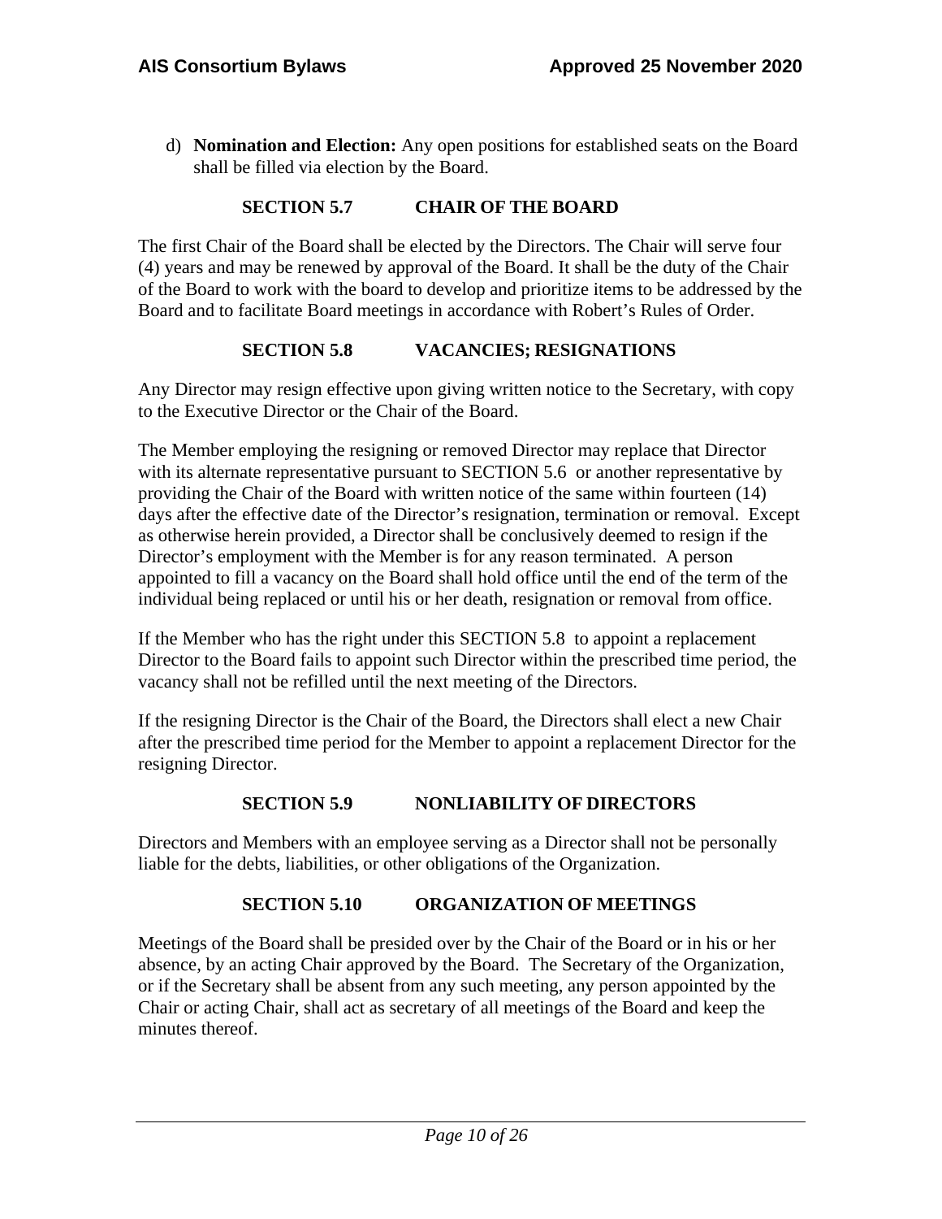d) **Nomination and Election:** Any open positions for established seats on the Board shall be filled via election by the Board.

### SECTION 5.7 CHAIR OF THE BOARD

The first Chair of the Board shall be elected by the Directors. The Chair will serve four (4) years and may be renewed by approval of the Board. It shall be the duty of the Chair of the Board to work with the board to develop and prioritize items to be addressed by the Board and to facilitate Board meetings in accordance with Robert's Rules of Order.

### SECTION 5.8 VACANCIES; RESIGNATIONS

Any Director may resign effective upon giving written notice to the Secretary, with copy to the Executive Director or the Chair of the Board.

The Member employing the resigning or removed Director may replace that Director with its alternate representative pursuant to SECTION 5.6 or another representative by providing the Chair of the Board with written notice of the same within fourteen (14) days after the effective date of the Director's resignation, termination or removal. Except as otherwise herein provided, a Director shall be conclusively deemed to resign if the Director's employment with the Member is for any reason terminated. A person appointed to fill a vacancy on the Board shall hold office until the end of the term of the individual being replaced or until his or her death, resignation or removal from office.

If the Member who has the right under this SECTION 5.8 to appoint a replacement Director to the Board fails to appoint such Director within the prescribed time period, the vacancy shall not be refilled until the next meeting of the Directors.

If the resigning Director is the Chair of the Board, the Directors shall elect a new Chair after the prescribed time period for the Member to appoint a replacement Director for the resigning Director.

### SECTION 5.9 NONLIABILITY OF DIRECTORS

Directors and Members with an employee serving as a Director shall not be personally liable for the debts, liabilities, or other obligations of the Organization.

### SECTION 5.10 ORGANIZATION OF MEETINGS

Meetings of the Board shall be presided over by the Chair of the Board or in his or her absence, by an acting Chair approved by the Board. The Secretary of the Organization, or if the Secretary shall be absent from any such meeting, any person appointed by the Chair or acting Chair, shall act as secretary of all meetings of the Board and keep the minutes thereof.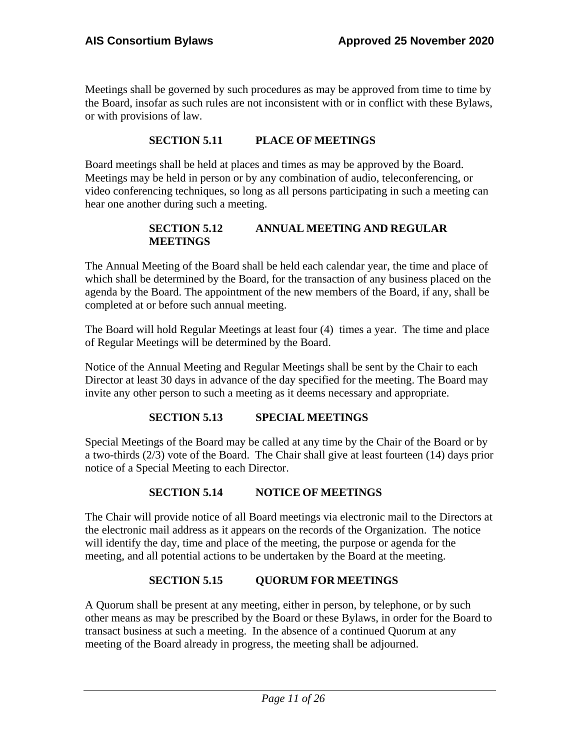Meetings shall be governed by such procedures as may be approved from time to time by the Board, insofar as such rules are not inconsistent with or in conflict with these Bylaws, or with provisions of law.

### SECTION 5.11 PLACE OF MEETINGS

Board meetings shall be held at places and times as may be approved by the Board. Meetings may be held in person or by any combination of audio, teleconferencing, or video conferencing techniques, so long as all persons participating in such a meeting can hear one another during such a meeting.

### SECTION 5.12 ANNUAL MEETING AND REGULAR MEETINGS

The Annual Meeting of the Board shall be held each calendar year, the time and place of which shall be determined by the Board, for the transaction of any business placed on the agenda by the Board. The appointment of the new members of the Board, if any, shall be completed at or before such annual meeting.

The Board will hold Regular Meetings at least four (4) times a year. The time and place of Regular Meetings will be determined by the Board.

Notice of the Annual Meeting and Regular Meetings shall be sent by the Chair to each Director at least 30 days in advance of the day specified for the meeting. The Board may invite any other person to such a meeting as it deems necessary and appropriate.

### SECTION 5.13 SPECIAL MEETINGS

Special Meetings of the Board may be called at any time by the Chair of the Board or by a two-thirds (2/3) vote of the Board. The Chair shall give at least fourteen (14) days prior notice of a Special Meeting to each Director.

### SECTION 5.14 NOTICE OF MEETINGS

The Chair will provide notice of all Board meetings via electronic mail to the Directors at the electronic mail address as it appears on the records of the Organization. The notice will identify the day, time and place of the meeting, the purpose or agenda for the meeting, and all potential actions to be undertaken by the Board at the meeting.

### SECTION 5.15 QUORUM FOR MEETINGS

A Quorum shall be present at any meeting, either in person, by telephone, or by such other means as may be prescribed by the Board or these Bylaws, in order for the Board to transact business at such a meeting. In the absence of a continued Quorum at any meeting of the Board already in progress, the meeting shall be adjourned.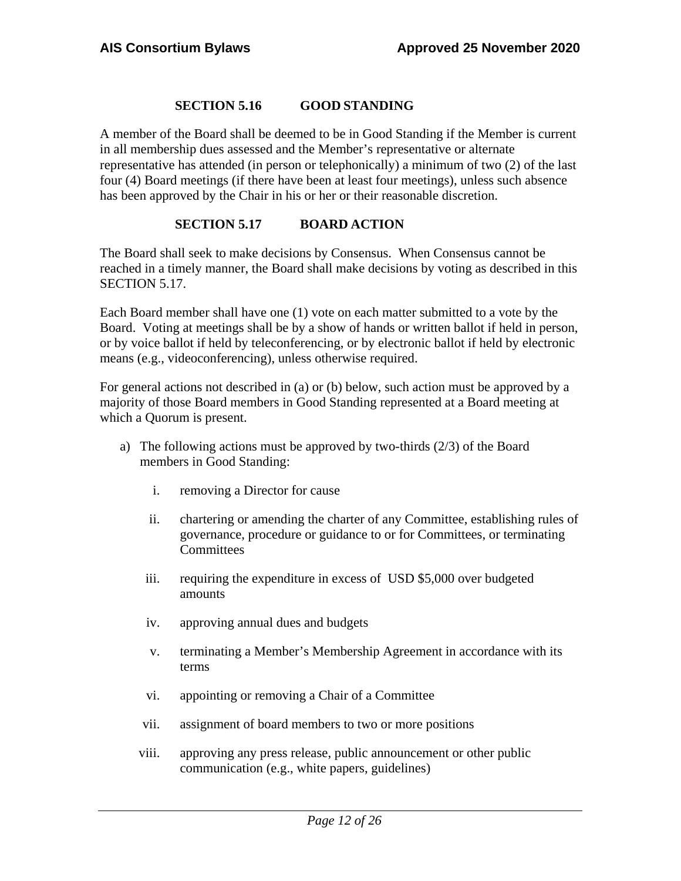### SECTION 5.16 GOOD STANDING

A member of the Board shall be deemed to be in Good Standing if the Member is current in all membership dues assessed and the Member's representative or alternate representative has attended (in person or telephonically) a minimum of two (2) of the last four (4) Board meetings (if there have been at least four meetings), unless such absence has been approved by the Chair in his or her or their reasonable discretion.

### SECTION 5.17 BOARD ACTION

The Board shall seek to make decisions by Consensus. When Consensus cannot be reached in a timely manner, the Board shall make decisions by voting as described in this SECTION 5.17.

Each Board member shall have one (1) vote on each matter submitted to a vote by the Board. Voting at meetings shall be by a show of hands or written ballot if held in person, or by voice ballot if held by teleconferencing, or by electronic ballot if held by electronic means (e.g., videoconferencing), unless otherwise required.

For general actions not described in (a) or (b) below, such action must be approved by a majority of those Board members in Good Standing represented at a Board meeting at which a Quorum is present.

a) The following actions must be approved by two-thirds (2/3) of the Board members in Good Standing:

   i. removing a Director for cause

   ii. chartering or amending the charter of any Committee, establishing rules of governance, procedure or guidance to or for Committees, or terminating Committees

   iii. requiring the expenditure in excess of USD $5,000 over budgeted amounts

   iv. approving annual dues and budgets

   v. terminating a Member's Membership Agreement in accordance with its terms

   vi. appointing or removing a Chair of a Committee

   vii. assignment of board members to two or more positions

   viii. approving any press release, public announcement or other public communication (e.g., white papers, guidelines)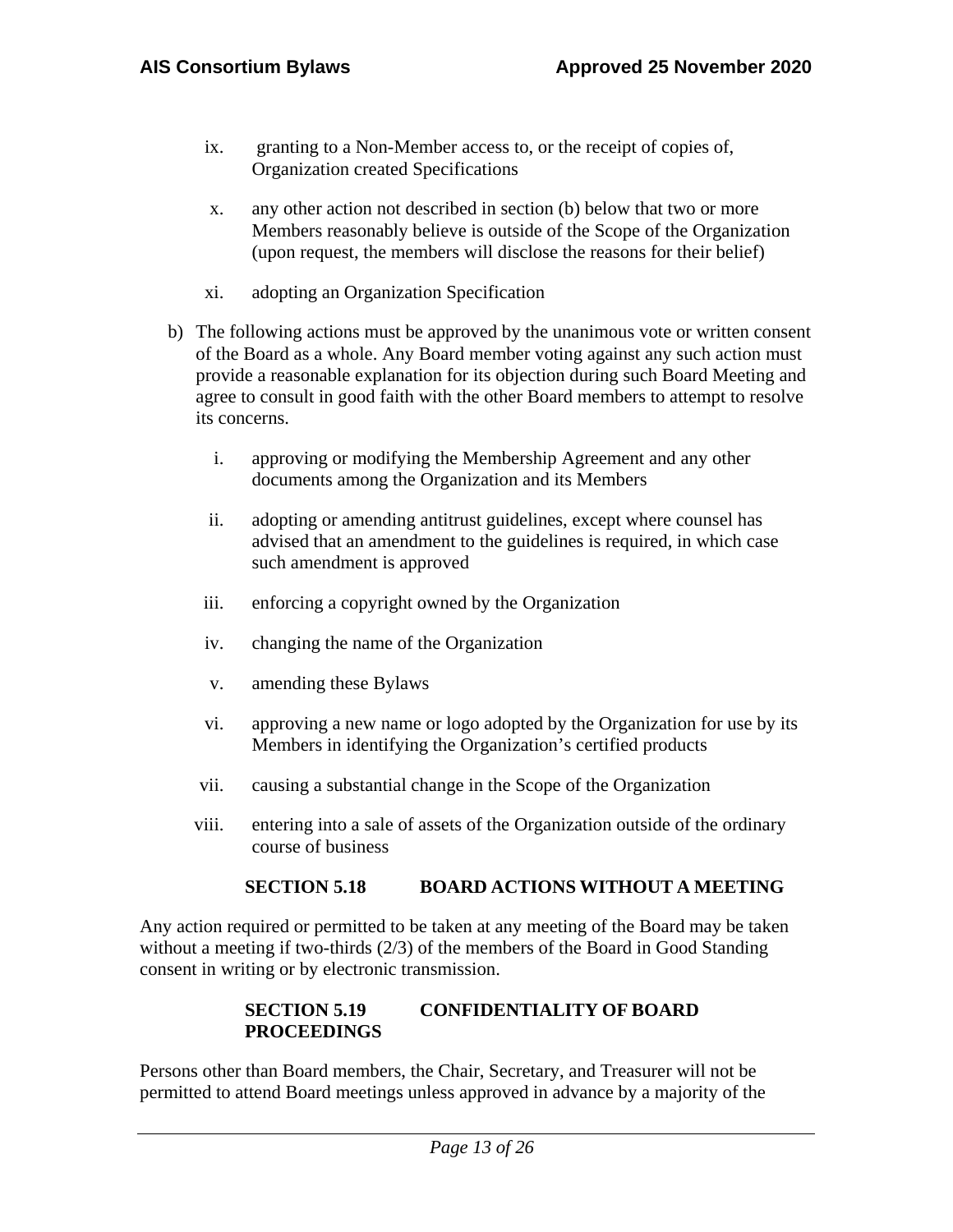ix. granting to a Non-Member access to, or the receipt of copies of, Organization created Specifications

x. any other action not described in section (b) below that two or more Members reasonably believe is outside of the Scope of the Organization (upon request, the members will disclose the reasons for their belief)

xi. adopting an Organization Specification

b) The following actions must be approved by the unanimous vote or written consent of the Board as a whole. Any Board member voting against any such action must provide a reasonable explanation for its objection during such Board Meeting and agree to consult in good faith with the other Board members to attempt to resolve its concerns.

   i. approving or modifying the Membership Agreement and any other documents among the Organization and its Members

   ii. adopting or amending antitrust guidelines, except where counsel has advised that an amendment to the guidelines is required, in which case such amendment is approved

   iii. enforcing a copyright owned by the Organization

   iv. changing the name of the Organization

   v. amending these Bylaws

   vi. approving a new name or logo adopted by the Organization for use by its Members in identifying the Organization's certified products

   vii. causing a substantial change in the Scope of the Organization

   viii. entering into a sale of assets of the Organization outside of the ordinary course of business

### SECTION 5.18 BOARD ACTIONS WITHOUT A MEETING

Any action required or permitted to be taken at any meeting of the Board may be taken without a meeting if two-thirds (2/3) of the members of the Board in Good Standing consent in writing or by electronic transmission.

### SECTION 5.19 CONFIDENTIALITY OF BOARD PROCEEDINGS

Persons other than Board members, the Chair, Secretary, and Treasurer will not be permitted to attend Board meetings unless approved in advance by a majority of the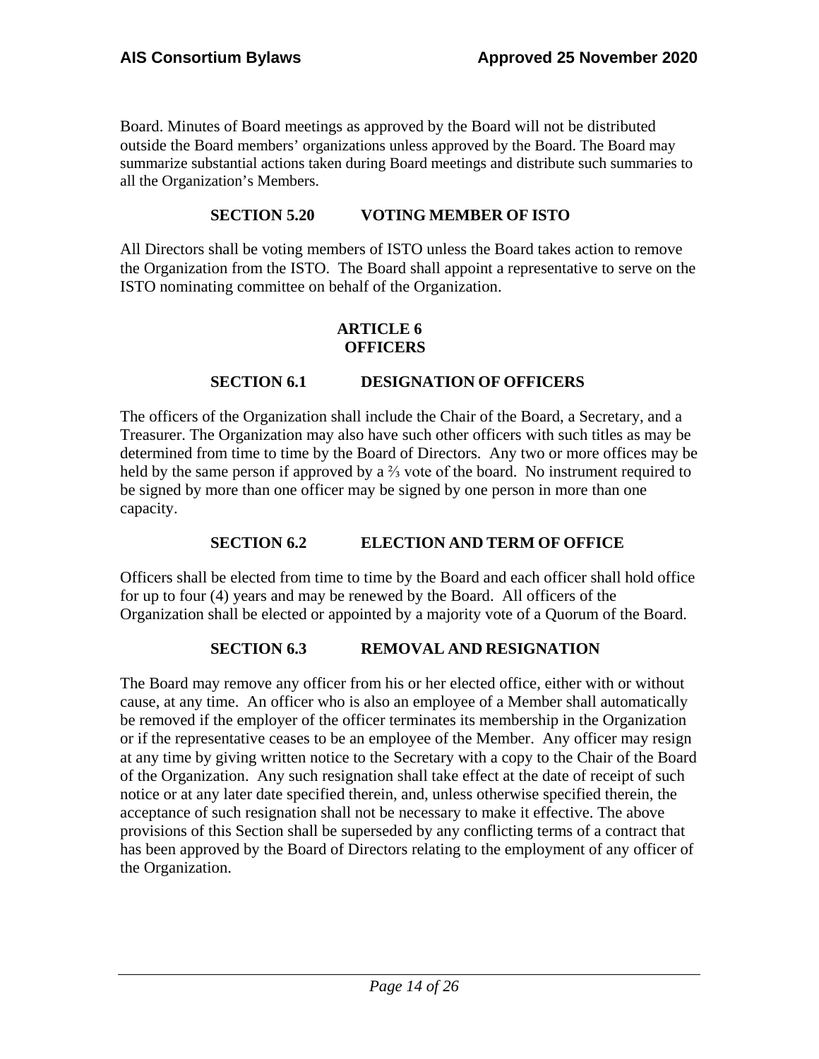Board. Minutes of Board meetings as approved by the Board will not be distributed outside the Board members' organizations unless approved by the Board. The Board may summarize substantial actions taken during Board meetings and distribute such summaries to all the Organization's Members.

### SECTION 5.20 VOTING MEMBER OF ISTO

All Directors shall be voting members of ISTO unless the Board takes action to remove the Organization from the ISTO. The Board shall appoint a representative to serve on the ISTO nominating committee on behalf of the Organization.

## ARTICLE 6
## OFFICERS

### SECTION 6.1 DESIGNATION OF OFFICERS

The officers of the Organization shall include the Chair of the Board, a Secretary, and a Treasurer. The Organization may also have such other officers with such titles as may be determined from time to time by the Board of Directors. Any two or more offices may be held by the same person if approved by a ⅔ vote of the board. No instrument required to be signed by more than one officer may be signed by one person in more than one capacity.

### SECTION 6.2 ELECTION AND TERM OF OFFICE

Officers shall be elected from time to time by the Board and each officer shall hold office for up to four (4) years and may be renewed by the Board. All officers of the Organization shall be elected or appointed by a majority vote of a Quorum of the Board.

### SECTION 6.3 REMOVAL AND RESIGNATION

The Board may remove any officer from his or her elected office, either with or without cause, at any time. An officer who is also an employee of a Member shall automatically be removed if the employer of the officer terminates its membership in the Organization or if the representative ceases to be an employee of the Member. Any officer may resign at any time by giving written notice to the Secretary with a copy to the Chair of the Board of the Organization. Any such resignation shall take effect at the date of receipt of such notice or at any later date specified therein, and, unless otherwise specified therein, the acceptance of such resignation shall not be necessary to make it effective. The above provisions of this Section shall be superseded by any conflicting terms of a contract that has been approved by the Board of Directors relating to the employment of any officer of the Organization.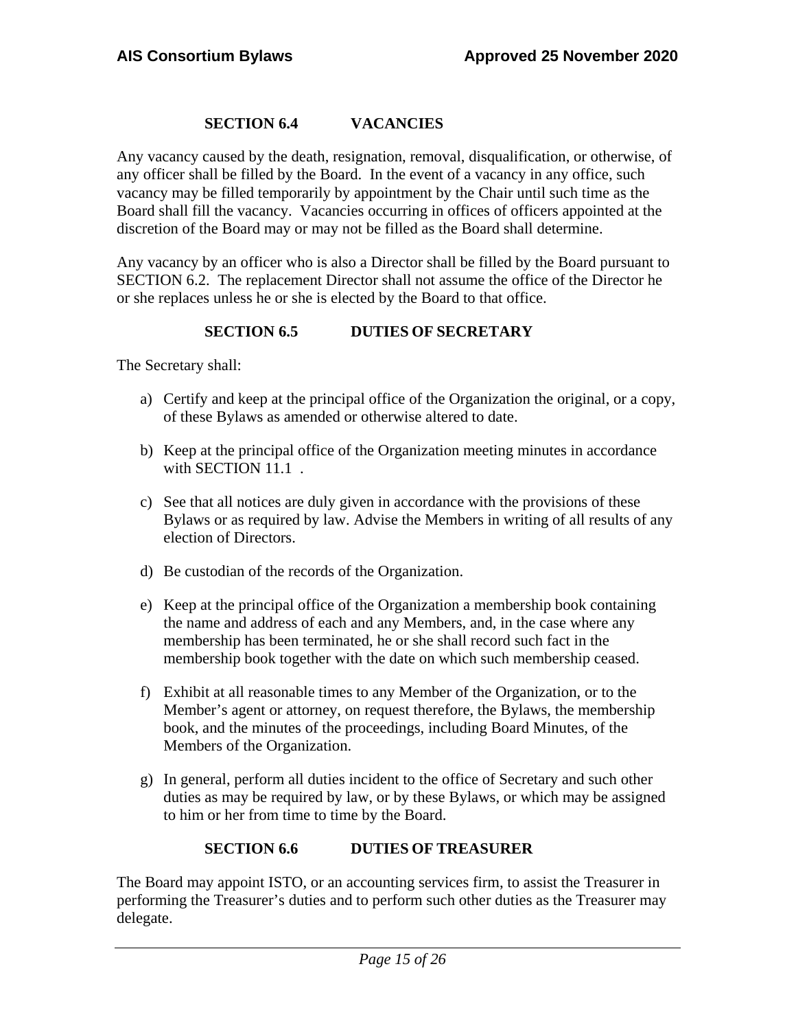### SECTION 6.4 VACANCIES

Any vacancy caused by the death, resignation, removal, disqualification, or otherwise, of any officer shall be filled by the Board. In the event of a vacancy in any office, such vacancy may be filled temporarily by appointment by the Chair until such time as the Board shall fill the vacancy. Vacancies occurring in offices of officers appointed at the discretion of the Board may or may not be filled as the Board shall determine.

Any vacancy by an officer who is also a Director shall be filled by the Board pursuant to SECTION 6.2. The replacement Director shall not assume the office of the Director he or she replaces unless he or she is elected by the Board to that office.

### SECTION 6.5 DUTIES OF SECRETARY

The Secretary shall:

a) Certify and keep at the principal office of the Organization the original, or a copy, of these Bylaws as amended or otherwise altered to date.

b) Keep at the principal office of the Organization meeting minutes in accordance with SECTION 11.1 .

c) See that all notices are duly given in accordance with the provisions of these Bylaws or as required by law. Advise the Members in writing of all results of any election of Directors.

d) Be custodian of the records of the Organization.

e) Keep at the principal office of the Organization a membership book containing the name and address of each and any Members, and, in the case where any membership has been terminated, he or she shall record such fact in the membership book together with the date on which such membership ceased.

f) Exhibit at all reasonable times to any Member of the Organization, or to the Member's agent or attorney, on request therefore, the Bylaws, the membership book, and the minutes of the proceedings, including Board Minutes, of the Members of the Organization.

g) In general, perform all duties incident to the office of Secretary and such other duties as may be required by law, or by these Bylaws, or which may be assigned to him or her from time to time by the Board.

### SECTION 6.6 DUTIES OF TREASURER

The Board may appoint ISTO, or an accounting services firm, to assist the Treasurer in performing the Treasurer's duties and to perform such other duties as the Treasurer may delegate.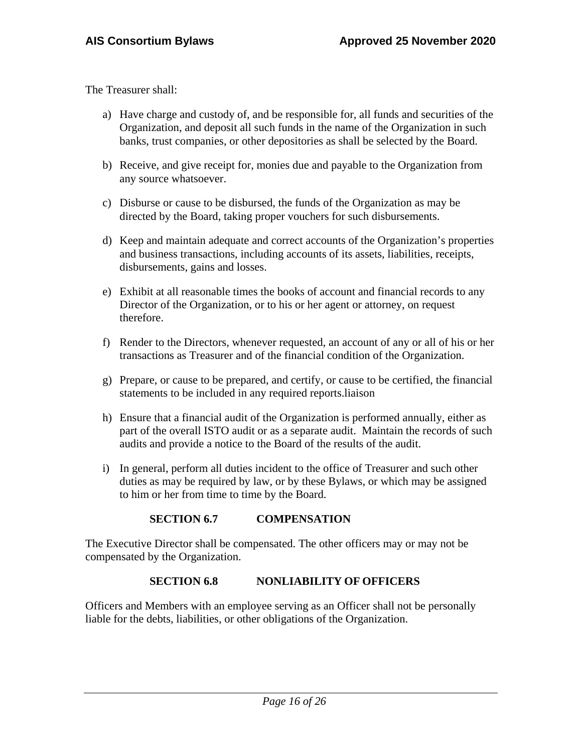The Treasurer shall:

a) Have charge and custody of, and be responsible for, all funds and securities of the Organization, and deposit all such funds in the name of the Organization in such banks, trust companies, or other depositories as shall be selected by the Board.

b) Receive, and give receipt for, monies due and payable to the Organization from any source whatsoever.

c) Disburse or cause to be disbursed, the funds of the Organization as may be directed by the Board, taking proper vouchers for such disbursements.

d) Keep and maintain adequate and correct accounts of the Organization's properties and business transactions, including accounts of its assets, liabilities, receipts, disbursements, gains and losses.

e) Exhibit at all reasonable times the books of account and financial records to any Director of the Organization, or to his or her agent or attorney, on request therefore.

f) Render to the Directors, whenever requested, an account of any or all of his or her transactions as Treasurer and of the financial condition of the Organization.

g) Prepare, or cause to be prepared, and certify, or cause to be certified, the financial statements to be included in any required reports.liaison

h) Ensure that a financial audit of the Organization is performed annually, either as part of the overall ISTO audit or as a separate audit. Maintain the records of such audits and provide a notice to the Board of the results of the audit.

i) In general, perform all duties incident to the office of Treasurer and such other duties as may be required by law, or by these Bylaws, or which may be assigned to him or her from time to time by the Board.

### SECTION 6.7 COMPENSATION

The Executive Director shall be compensated. The other officers may or may not be compensated by the Organization.

### SECTION 6.8 NONLIABILITY OF OFFICERS

Officers and Members with an employee serving as an Officer shall not be personally liable for the debts, liabilities, or other obligations of the Organization.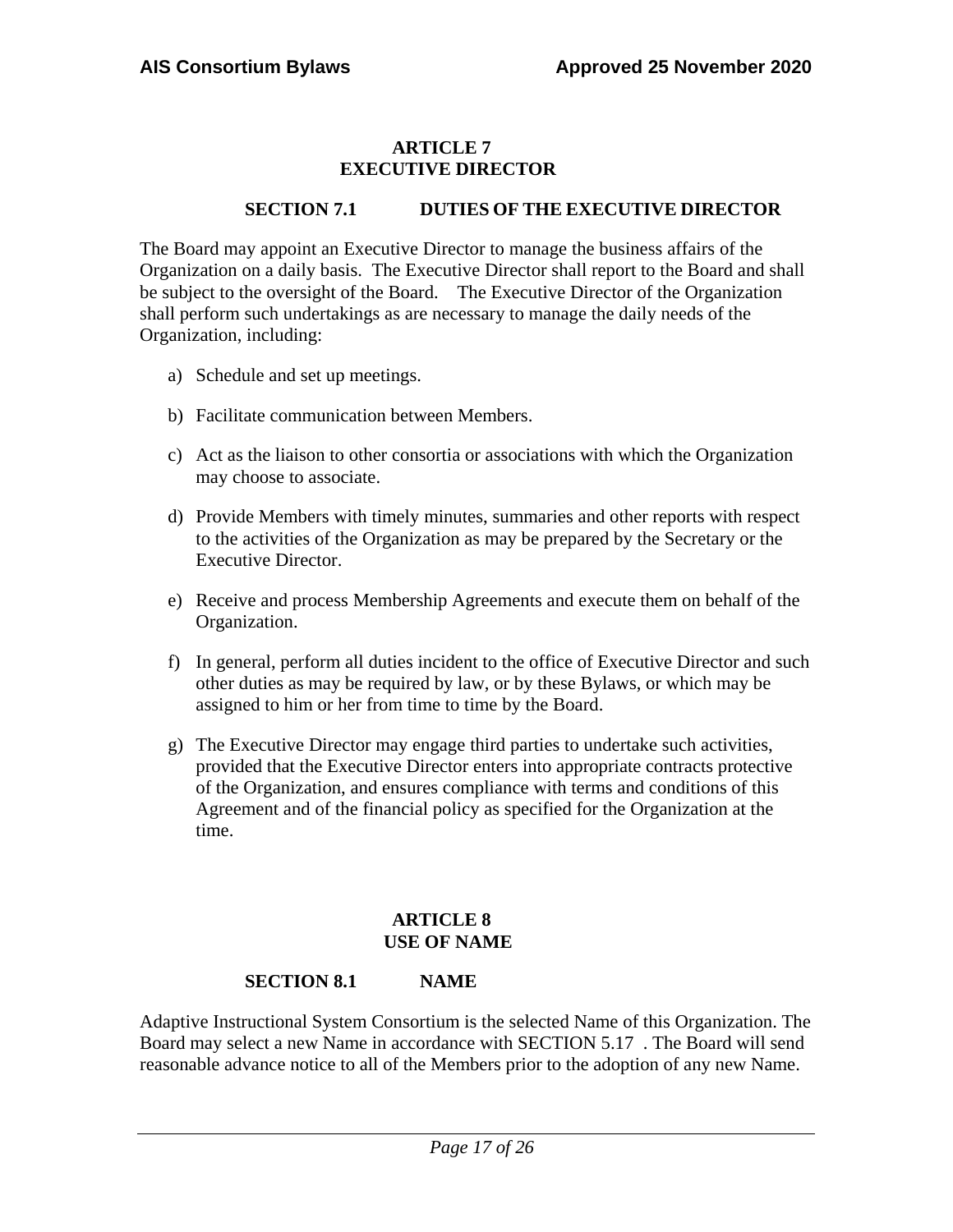## ARTICLE 7
## EXECUTIVE DIRECTOR

### SECTION 7.1 DUTIES OF THE EXECUTIVE DIRECTOR

The Board may appoint an Executive Director to manage the business affairs of the Organization on a daily basis. The Executive Director shall report to the Board and shall be subject to the oversight of the Board. The Executive Director of the Organization shall perform such undertakings as are necessary to manage the daily needs of the Organization, including:

a) Schedule and set up meetings.

b) Facilitate communication between Members.

c) Act as the liaison to other consortia or associations with which the Organization may choose to associate.

d) Provide Members with timely minutes, summaries and other reports with respect to the activities of the Organization as may be prepared by the Secretary or the Executive Director.

e) Receive and process Membership Agreements and execute them on behalf of the Organization.

f) In general, perform all duties incident to the office of Executive Director and such other duties as may be required by law, or by these Bylaws, or which may be assigned to him or her from time to time by the Board.

g) The Executive Director may engage third parties to undertake such activities, provided that the Executive Director enters into appropriate contracts protective of the Organization, and ensures compliance with terms and conditions of this Agreement and of the financial policy as specified for the Organization at the time.

## ARTICLE 8
## USE OF NAME

### SECTION 8.1 NAME

Adaptive Instructional System Consortium is the selected Name of this Organization. The Board may select a new Name in accordance with SECTION 5.17 . The Board will send reasonable advance notice to all of the Members prior to the adoption of any new Name.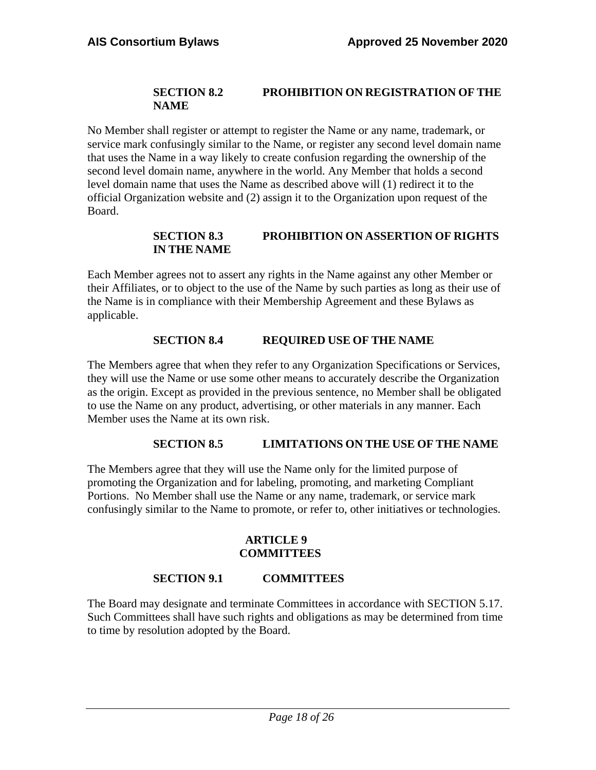### SECTION 8.2 PROHIBITION ON REGISTRATION OF THE NAME

No Member shall register or attempt to register the Name or any name, trademark, or service mark confusingly similar to the Name, or register any second level domain name that uses the Name in a way likely to create confusion regarding the ownership of the second level domain name, anywhere in the world. Any Member that holds a second level domain name that uses the Name as described above will (1) redirect it to the official Organization website and (2) assign it to the Organization upon request of the Board.

### SECTION 8.3 PROHIBITION ON ASSERTION OF RIGHTS IN THE NAME

Each Member agrees not to assert any rights in the Name against any other Member or their Affiliates, or to object to the use of the Name by such parties as long as their use of the Name is in compliance with their Membership Agreement and these Bylaws as applicable.

### SECTION 8.4 REQUIRED USE OF THE NAME

The Members agree that when they refer to any Organization Specifications or Services, they will use the Name or use some other means to accurately describe the Organization as the origin. Except as provided in the previous sentence, no Member shall be obligated to use the Name on any product, advertising, or other materials in any manner. Each Member uses the Name at its own risk.

### SECTION 8.5 LIMITATIONS ON THE USE OF THE NAME

The Members agree that they will use the Name only for the limited purpose of promoting the Organization and for labeling, promoting, and marketing Compliant Portions. No Member shall use the Name or any name, trademark, or service mark confusingly similar to the Name to promote, or refer to, other initiatives or technologies.

## ARTICLE 9
## COMMITTEES

### SECTION 9.1 COMMITTEES

The Board may designate and terminate Committees in accordance with SECTION 5.17. Such Committees shall have such rights and obligations as may be determined from time to time by resolution adopted by the Board.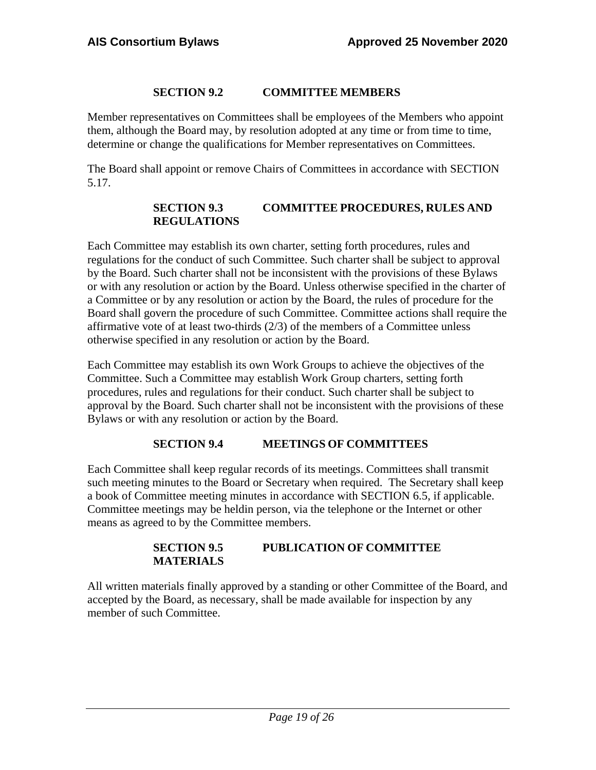### SECTION 9.2 COMMITTEE MEMBERS

Member representatives on Committees shall be employees of the Members who appoint them, although the Board may, by resolution adopted at any time or from time to time, determine or change the qualifications for Member representatives on Committees.

The Board shall appoint or remove Chairs of Committees in accordance with SECTION 5.17.

### SECTION 9.3 COMMITTEE PROCEDURES, RULES AND REGULATIONS

Each Committee may establish its own charter, setting forth procedures, rules and regulations for the conduct of such Committee. Such charter shall be subject to approval by the Board. Such charter shall not be inconsistent with the provisions of these Bylaws or with any resolution or action by the Board. Unless otherwise specified in the charter of a Committee or by any resolution or action by the Board, the rules of procedure for the Board shall govern the procedure of such Committee. Committee actions shall require the affirmative vote of at least two-thirds (2/3) of the members of a Committee unless otherwise specified in any resolution or action by the Board.

Each Committee may establish its own Work Groups to achieve the objectives of the Committee. Such a Committee may establish Work Group charters, setting forth procedures, rules and regulations for their conduct. Such charter shall be subject to approval by the Board. Such charter shall not be inconsistent with the provisions of these Bylaws or with any resolution or action by the Board.

### SECTION 9.4 MEETINGS OF COMMITTEES

Each Committee shall keep regular records of its meetings. Committees shall transmit such meeting minutes to the Board or Secretary when required. The Secretary shall keep a book of Committee meeting minutes in accordance with SECTION 6.5, if applicable. Committee meetings may be heldin person, via the telephone or the Internet or other means as agreed to by the Committee members.

### SECTION 9.5 PUBLICATION OF COMMITTEE MATERIALS

All written materials finally approved by a standing or other Committee of the Board, and accepted by the Board, as necessary, shall be made available for inspection by any member of such Committee.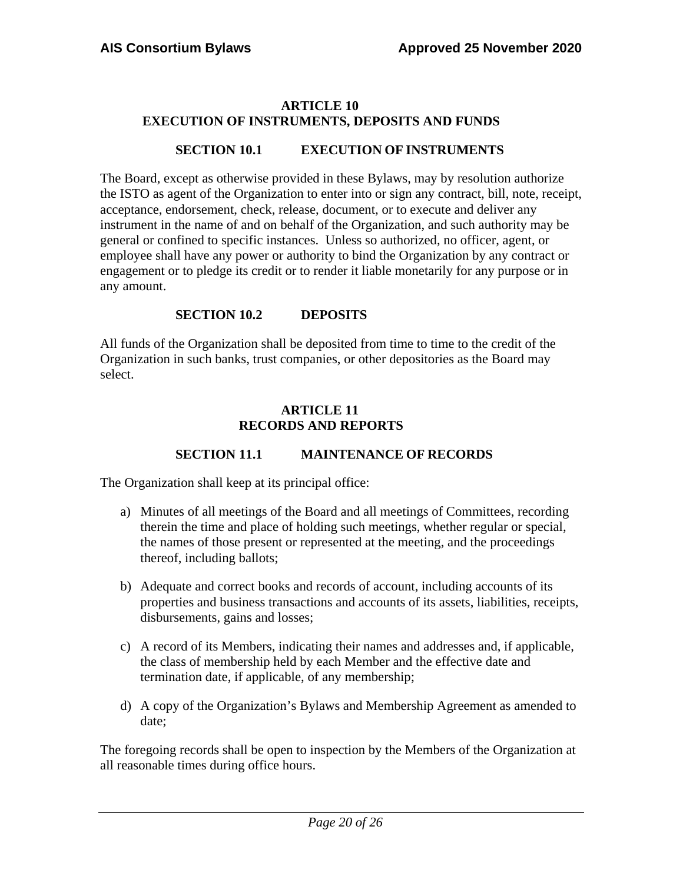## ARTICLE 10
## EXECUTION OF INSTRUMENTS, DEPOSITS AND FUNDS

### SECTION 10.1 EXECUTION OF INSTRUMENTS

The Board, except as otherwise provided in these Bylaws, may by resolution authorize the ISTO as agent of the Organization to enter into or sign any contract, bill, note, receipt, acceptance, endorsement, check, release, document, or to execute and deliver any instrument in the name of and on behalf of the Organization, and such authority may be general or confined to specific instances. Unless so authorized, no officer, agent, or employee shall have any power or authority to bind the Organization by any contract or engagement or to pledge its credit or to render it liable monetarily for any purpose or in any amount.

### SECTION 10.2 DEPOSITS

All funds of the Organization shall be deposited from time to time to the credit of the Organization in such banks, trust companies, or other depositories as the Board may select.

## ARTICLE 11
## RECORDS AND REPORTS

### SECTION 11.1 MAINTENANCE OF RECORDS

The Organization shall keep at its principal office:

a) Minutes of all meetings of the Board and all meetings of Committees, recording therein the time and place of holding such meetings, whether regular or special, the names of those present or represented at the meeting, and the proceedings thereof, including ballots;

b) Adequate and correct books and records of account, including accounts of its properties and business transactions and accounts of its assets, liabilities, receipts, disbursements, gains and losses;

c) A record of its Members, indicating their names and addresses and, if applicable, the class of membership held by each Member and the effective date and termination date, if applicable, of any membership;

d) A copy of the Organization's Bylaws and Membership Agreement as amended to date;

The foregoing records shall be open to inspection by the Members of the Organization at all reasonable times during office hours.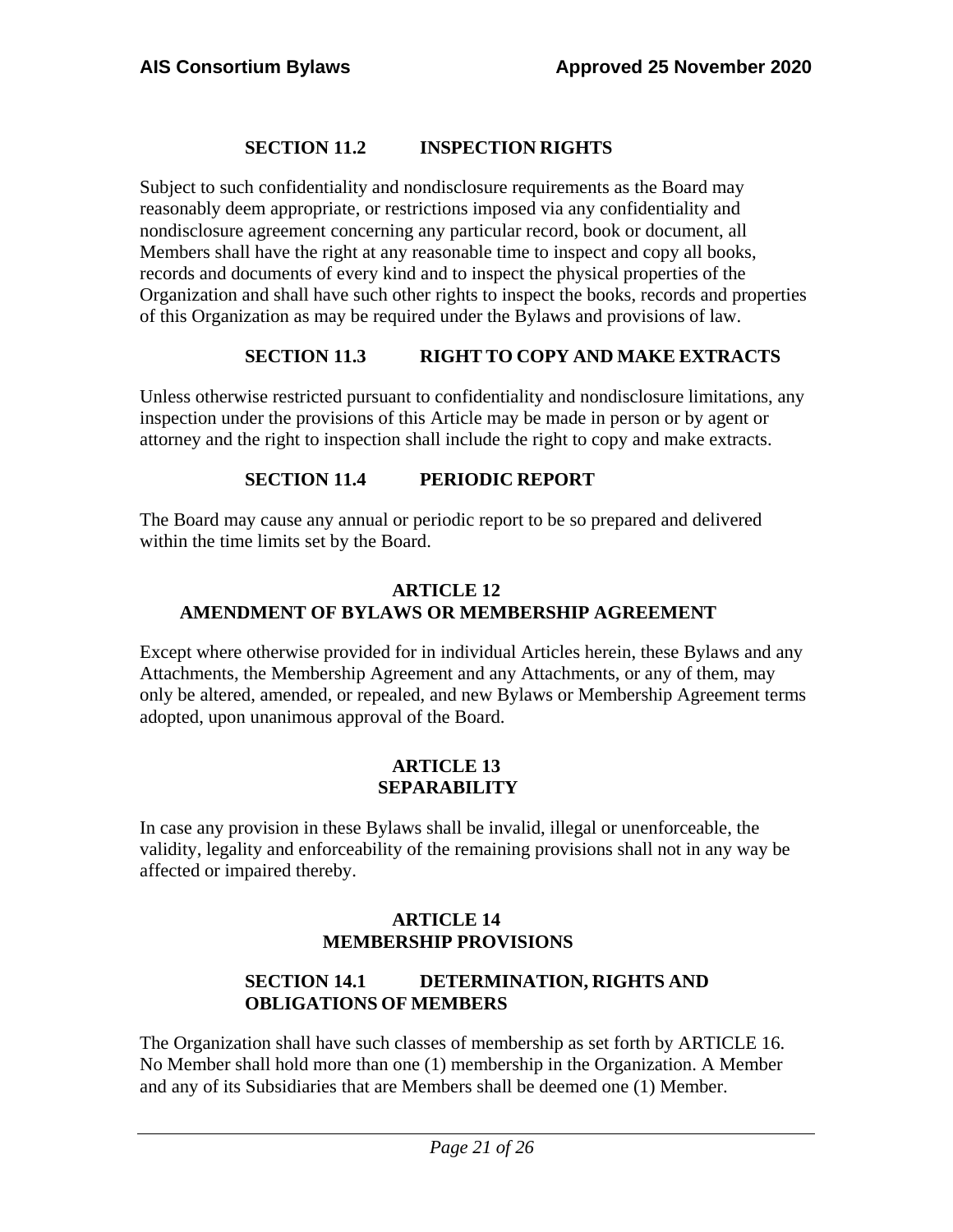### SECTION 11.2 INSPECTION RIGHTS

Subject to such confidentiality and nondisclosure requirements as the Board may reasonably deem appropriate, or restrictions imposed via any confidentiality and nondisclosure agreement concerning any particular record, book or document, all Members shall have the right at any reasonable time to inspect and copy all books, records and documents of every kind and to inspect the physical properties of the Organization and shall have such other rights to inspect the books, records and properties of this Organization as may be required under the Bylaws and provisions of law.

### SECTION 11.3 RIGHT TO COPY AND MAKE EXTRACTS

Unless otherwise restricted pursuant to confidentiality and nondisclosure limitations, any inspection under the provisions of this Article may be made in person or by agent or attorney and the right to inspection shall include the right to copy and make extracts.

### SECTION 11.4 PERIODIC REPORT

The Board may cause any annual or periodic report to be so prepared and delivered within the time limits set by the Board.

## ARTICLE 12
## AMENDMENT OF BYLAWS OR MEMBERSHIP AGREEMENT

Except where otherwise provided for in individual Articles herein, these Bylaws and any Attachments, the Membership Agreement and any Attachments, or any of them, may only be altered, amended, or repealed, and new Bylaws or Membership Agreement terms adopted, upon unanimous approval of the Board.

## ARTICLE 13
## SEPARABILITY

In case any provision in these Bylaws shall be invalid, illegal or unenforceable, the validity, legality and enforceability of the remaining provisions shall not in any way be affected or impaired thereby.

## ARTICLE 14
## MEMBERSHIP PROVISIONS

### SECTION 14.1 DETERMINATION, RIGHTS AND OBLIGATIONS OF MEMBERS

The Organization shall have such classes of membership as set forth by ARTICLE 16. No Member shall hold more than one (1) membership in the Organization. A Member and any of its Subsidiaries that are Members shall be deemed one (1) Member.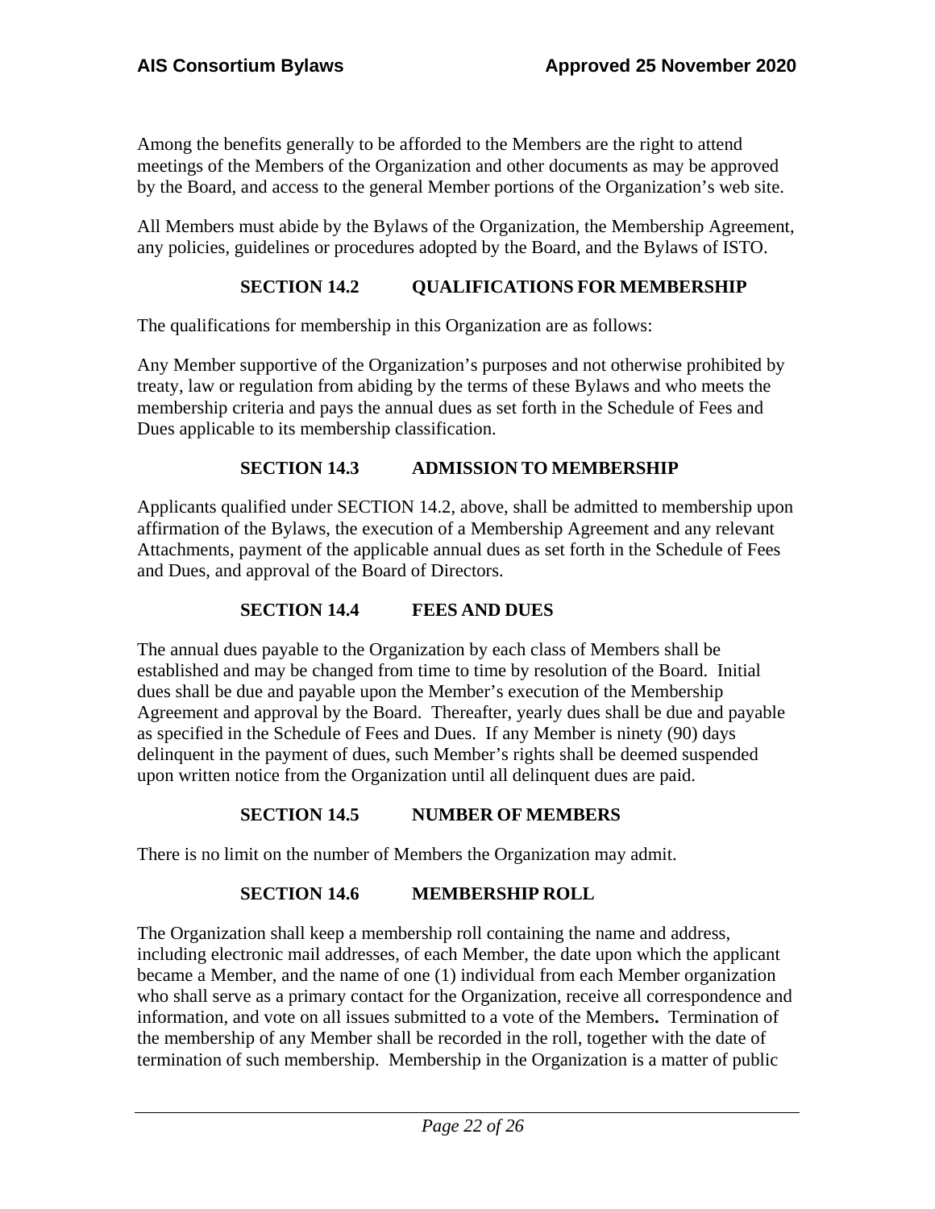Among the benefits generally to be afforded to the Members are the right to attend meetings of the Members of the Organization and other documents as may be approved by the Board, and access to the general Member portions of the Organization's web site.

All Members must abide by the Bylaws of the Organization, the Membership Agreement, any policies, guidelines or procedures adopted by the Board, and the Bylaws of ISTO.

### SECTION 14.2 QUALIFICATIONS FOR MEMBERSHIP

The qualifications for membership in this Organization are as follows:

Any Member supportive of the Organization's purposes and not otherwise prohibited by treaty, law or regulation from abiding by the terms of these Bylaws and who meets the membership criteria and pays the annual dues as set forth in the Schedule of Fees and Dues applicable to its membership classification.

### SECTION 14.3 ADMISSION TO MEMBERSHIP

Applicants qualified under SECTION 14.2, above, shall be admitted to membership upon affirmation of the Bylaws, the execution of a Membership Agreement and any relevant Attachments, payment of the applicable annual dues as set forth in the Schedule of Fees and Dues, and approval of the Board of Directors.

### SECTION 14.4 FEES AND DUES

The annual dues payable to the Organization by each class of Members shall be established and may be changed from time to time by resolution of the Board. Initial dues shall be due and payable upon the Member's execution of the Membership Agreement and approval by the Board. Thereafter, yearly dues shall be due and payable as specified in the Schedule of Fees and Dues. If any Member is ninety (90) days delinquent in the payment of dues, such Member's rights shall be deemed suspended upon written notice from the Organization until all delinquent dues are paid.

### SECTION 14.5 NUMBER OF MEMBERS

There is no limit on the number of Members the Organization may admit.

### SECTION 14.6 MEMBERSHIP ROLL

The Organization shall keep a membership roll containing the name and address, including electronic mail addresses, of each Member, the date upon which the applicant became a Member, and the name of one (1) individual from each Member organization who shall serve as a primary contact for the Organization, receive all correspondence and information, and vote on all issues submitted to a vote of the Members**.** Termination of the membership of any Member shall be recorded in the roll, together with the date of termination of such membership. Membership in the Organization is a matter of public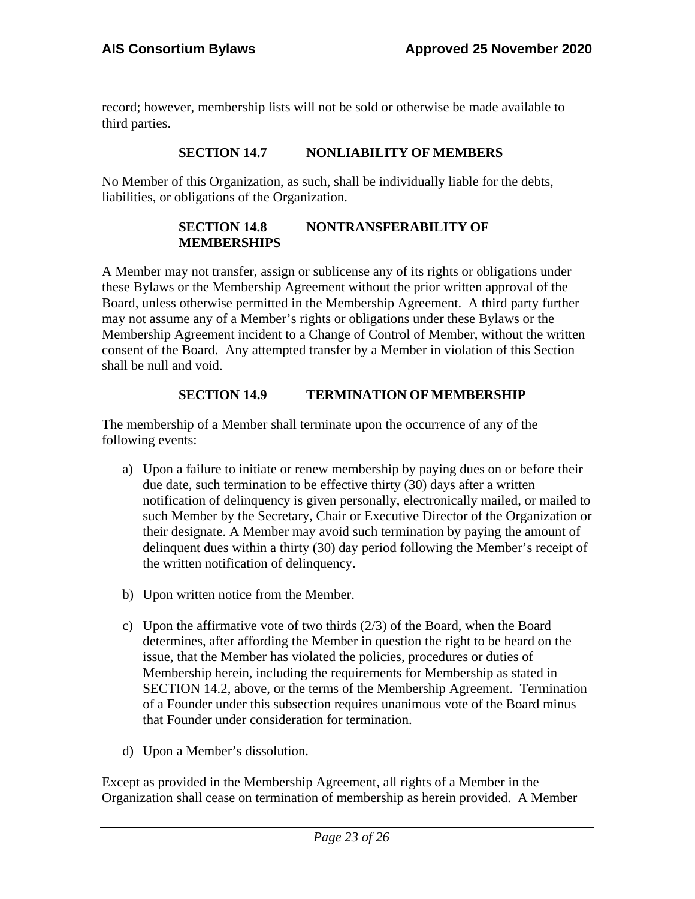record; however, membership lists will not be sold or otherwise be made available to third parties.

### SECTION 14.7 NONLIABILITY OF MEMBERS

No Member of this Organization, as such, shall be individually liable for the debts, liabilities, or obligations of the Organization.

### SECTION 14.8 NONTRANSFERABILITY OF MEMBERSHIPS

A Member may not transfer, assign or sublicense any of its rights or obligations under these Bylaws or the Membership Agreement without the prior written approval of the Board, unless otherwise permitted in the Membership Agreement. A third party further may not assume any of a Member's rights or obligations under these Bylaws or the Membership Agreement incident to a Change of Control of Member, without the written consent of the Board. Any attempted transfer by a Member in violation of this Section shall be null and void.

### SECTION 14.9 TERMINATION OF MEMBERSHIP

The membership of a Member shall terminate upon the occurrence of any of the following events:

a) Upon a failure to initiate or renew membership by paying dues on or before their due date, such termination to be effective thirty (30) days after a written notification of delinquency is given personally, electronically mailed, or mailed to such Member by the Secretary, Chair or Executive Director of the Organization or their designate. A Member may avoid such termination by paying the amount of delinquent dues within a thirty (30) day period following the Member's receipt of the written notification of delinquency.

b) Upon written notice from the Member.

c) Upon the affirmative vote of two thirds (2/3) of the Board, when the Board determines, after affording the Member in question the right to be heard on the issue, that the Member has violated the policies, procedures or duties of Membership herein, including the requirements for Membership as stated in SECTION 14.2, above, or the terms of the Membership Agreement. Termination of a Founder under this subsection requires unanimous vote of the Board minus that Founder under consideration for termination.

d) Upon a Member's dissolution.

Except as provided in the Membership Agreement, all rights of a Member in the Organization shall cease on termination of membership as herein provided. A Member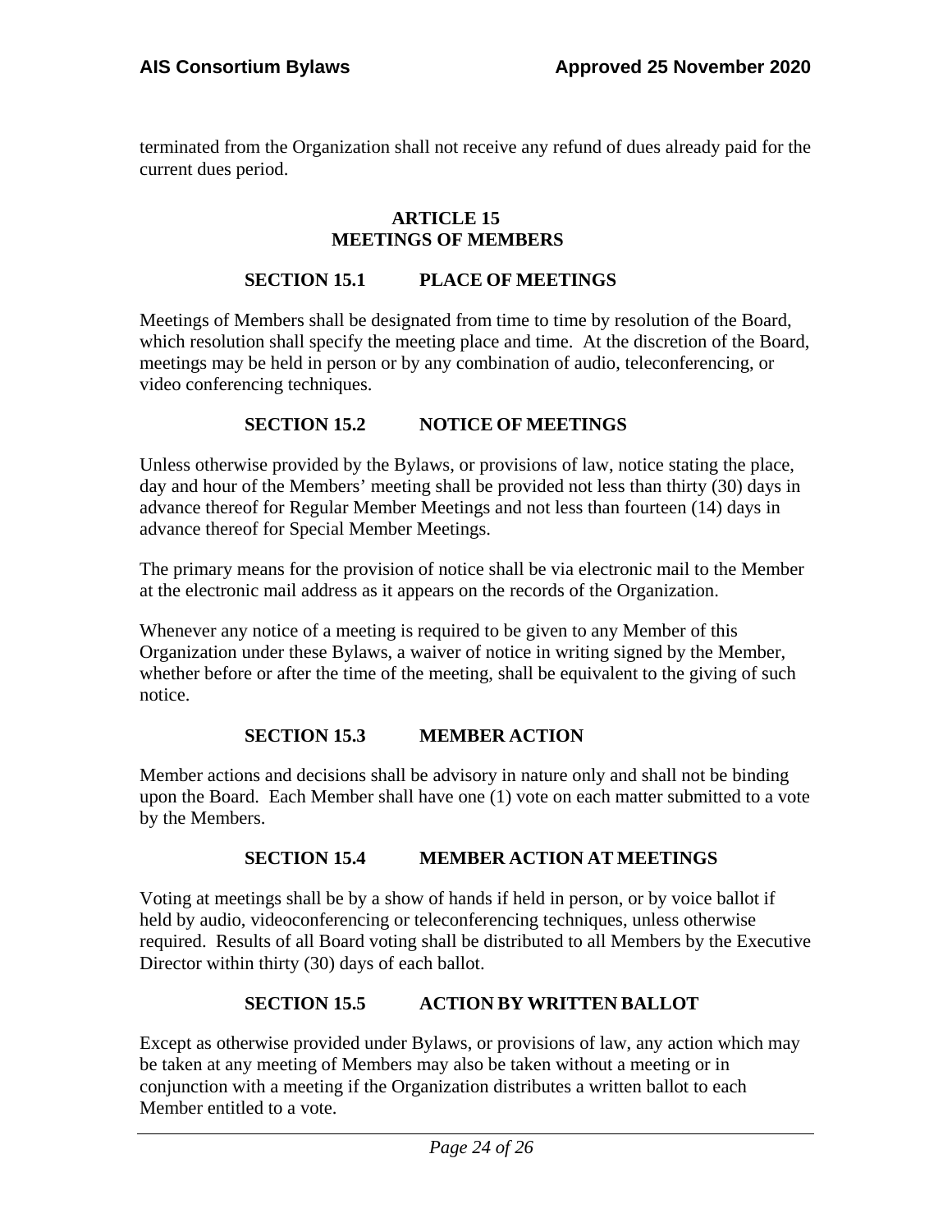terminated from the Organization shall not receive any refund of dues already paid for the current dues period.

## ARTICLE 15
## MEETINGS OF MEMBERS

### SECTION 15.1 PLACE OF MEETINGS

Meetings of Members shall be designated from time to time by resolution of the Board, which resolution shall specify the meeting place and time. At the discretion of the Board, meetings may be held in person or by any combination of audio, teleconferencing, or video conferencing techniques.

### SECTION 15.2 NOTICE OF MEETINGS

Unless otherwise provided by the Bylaws, or provisions of law, notice stating the place, day and hour of the Members' meeting shall be provided not less than thirty (30) days in advance thereof for Regular Member Meetings and not less than fourteen (14) days in advance thereof for Special Member Meetings.

The primary means for the provision of notice shall be via electronic mail to the Member at the electronic mail address as it appears on the records of the Organization.

Whenever any notice of a meeting is required to be given to any Member of this Organization under these Bylaws, a waiver of notice in writing signed by the Member, whether before or after the time of the meeting, shall be equivalent to the giving of such notice.

### SECTION 15.3 MEMBER ACTION

Member actions and decisions shall be advisory in nature only and shall not be binding upon the Board. Each Member shall have one (1) vote on each matter submitted to a vote by the Members.

### SECTION 15.4 MEMBER ACTION AT MEETINGS

Voting at meetings shall be by a show of hands if held in person, or by voice ballot if held by audio, videoconferencing or teleconferencing techniques, unless otherwise required. Results of all Board voting shall be distributed to all Members by the Executive Director within thirty (30) days of each ballot.

### SECTION 15.5 ACTION BY WRITTEN BALLOT

Except as otherwise provided under Bylaws, or provisions of law, any action which may be taken at any meeting of Members may also be taken without a meeting or in conjunction with a meeting if the Organization distributes a written ballot to each Member entitled to a vote.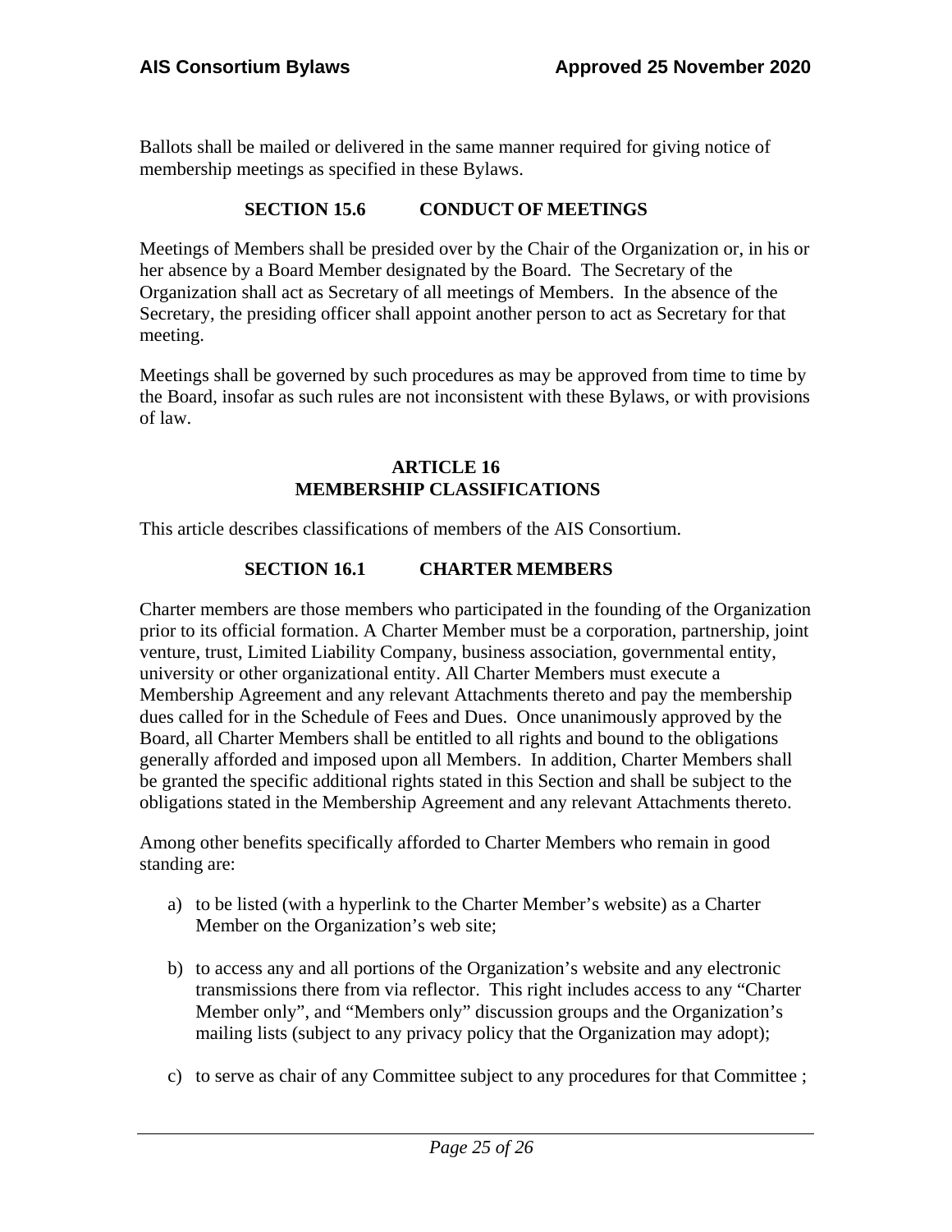Ballots shall be mailed or delivered in the same manner required for giving notice of membership meetings as specified in these Bylaws.

### SECTION 15.6 CONDUCT OF MEETINGS

Meetings of Members shall be presided over by the Chair of the Organization or, in his or her absence by a Board Member designated by the Board. The Secretary of the Organization shall act as Secretary of all meetings of Members. In the absence of the Secretary, the presiding officer shall appoint another person to act as Secretary for that meeting.

Meetings shall be governed by such procedures as may be approved from time to time by the Board, insofar as such rules are not inconsistent with these Bylaws, or with provisions of law.

## ARTICLE 16 MEMBERSHIP CLASSIFICATIONS

This article describes classifications of members of the AIS Consortium.

### SECTION 16.1 CHARTER MEMBERS

Charter members are those members who participated in the founding of the Organization prior to its official formation. A Charter Member must be a corporation, partnership, joint venture, trust, Limited Liability Company, business association, governmental entity, university or other organizational entity. All Charter Members must execute a Membership Agreement and any relevant Attachments thereto and pay the membership dues called for in the Schedule of Fees and Dues. Once unanimously approved by the Board, all Charter Members shall be entitled to all rights and bound to the obligations generally afforded and imposed upon all Members. In addition, Charter Members shall be granted the specific additional rights stated in this Section and shall be subject to the obligations stated in the Membership Agreement and any relevant Attachments thereto.

Among other benefits specifically afforded to Charter Members who remain in good standing are:

a) to be listed (with a hyperlink to the Charter Member's website) as a Charter Member on the Organization's web site;

b) to access any and all portions of the Organization's website and any electronic transmissions there from via reflector. This right includes access to any "Charter Member only", and "Members only" discussion groups and the Organization's mailing lists (subject to any privacy policy that the Organization may adopt);

c) to serve as chair of any Committee subject to any procedures for that Committee ;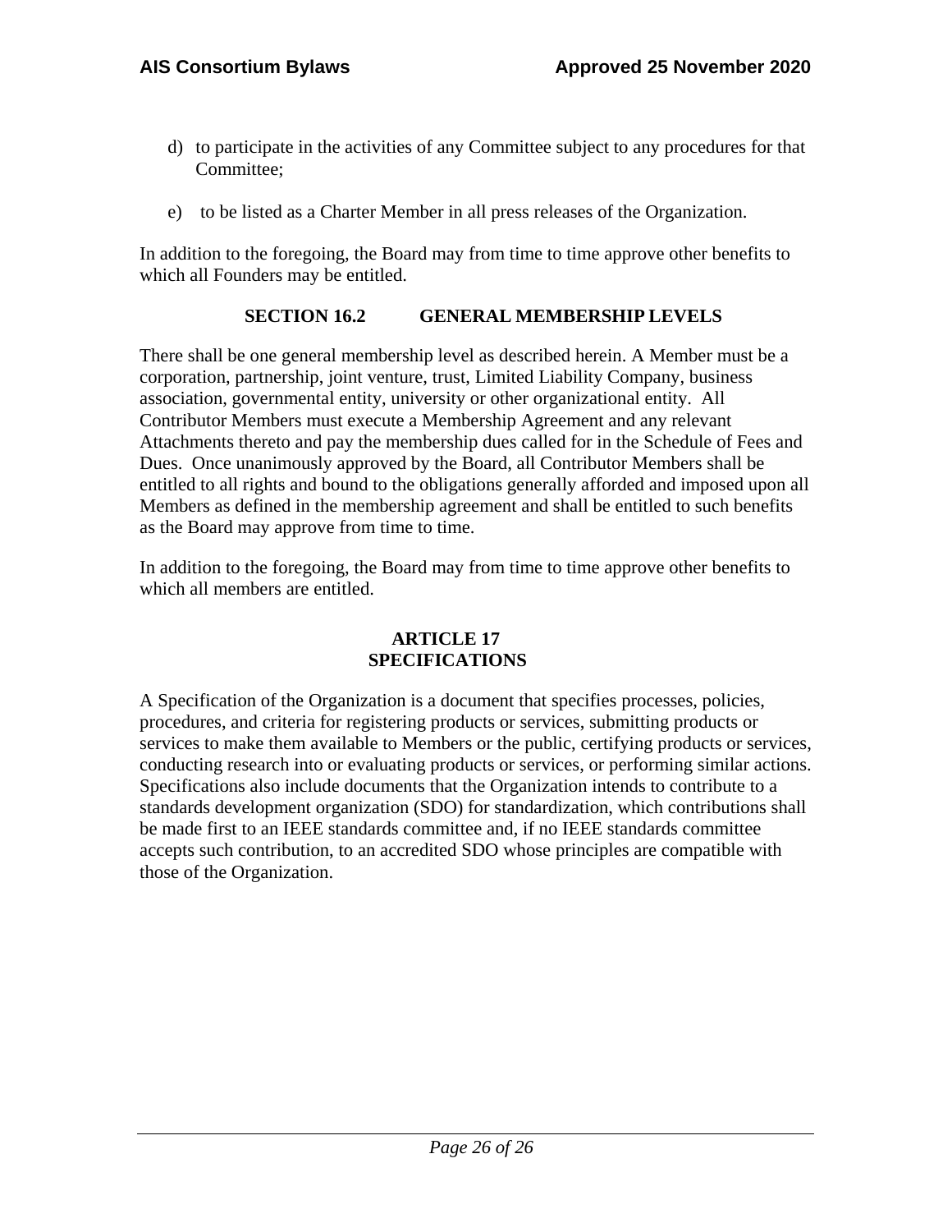d) to participate in the activities of any Committee subject to any procedures for that Committee;

e) to be listed as a Charter Member in all press releases of the Organization.

In addition to the foregoing, the Board may from time to time approve other benefits to which all Founders may be entitled.

### SECTION 16.2 GENERAL MEMBERSHIP LEVELS

There shall be one general membership level as described herein. A Member must be a corporation, partnership, joint venture, trust, Limited Liability Company, business association, governmental entity, university or other organizational entity. All Contributor Members must execute a Membership Agreement and any relevant Attachments thereto and pay the membership dues called for in the Schedule of Fees and Dues. Once unanimously approved by the Board, all Contributor Members shall be entitled to all rights and bound to the obligations generally afforded and imposed upon all Members as defined in the membership agreement and shall be entitled to such benefits as the Board may approve from time to time.

In addition to the foregoing, the Board may from time to time approve other benefits to which all members are entitled.

## ARTICLE 17
## SPECIFICATIONS

A Specification of the Organization is a document that specifies processes, policies, procedures, and criteria for registering products or services, submitting products or services to make them available to Members or the public, certifying products or services, conducting research into or evaluating products or services, or performing similar actions. Specifications also include documents that the Organization intends to contribute to a standards development organization (SDO) for standardization, which contributions shall be made first to an IEEE standards committee and, if no IEEE standards committee accepts such contribution, to an accredited SDO whose principles are compatible with those of the Organization.